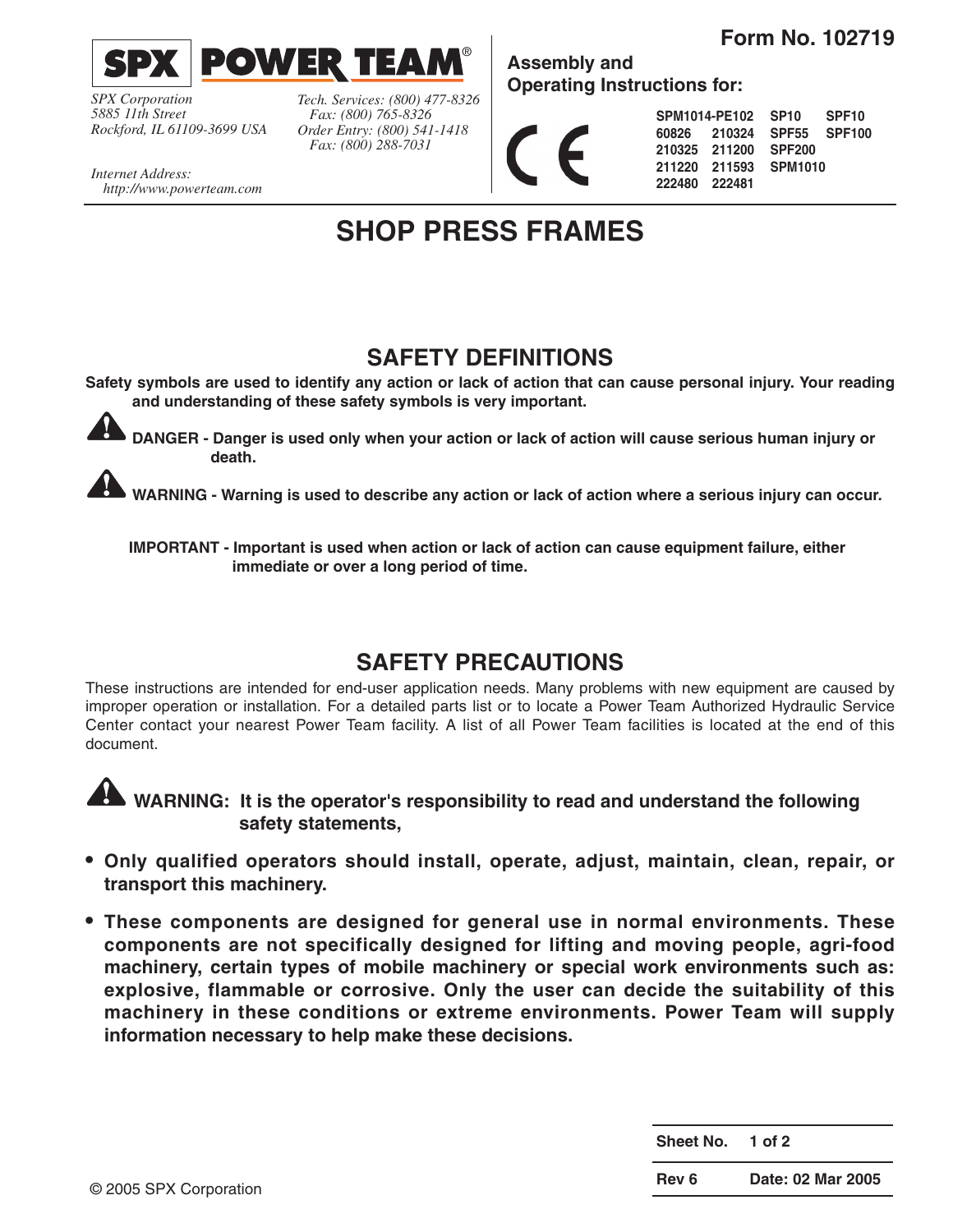**Form No. 102719**

**SPX | POWER TEAM®**

*SPX Corporation*
*5885 11th Street*
*Rockford, IL 61109-3699 USA*

*Tech. Services: (800) 477-8326*
*Fax: (800) 765-8326*
*Order Entry: (800) 541-1418*
*Fax: (800) 288-7031*

*Internet Address:*
*http://www.powerteam.com*

**Assembly and Operating Instructions for:**

CE

| | | | |
|---|---|---|---|
| **SPM1014-PE102** | | **SP10** | **SPF10** |
| **60826** | **210324** | **SPF55** | **SPF100** |
| **210325** | **211200** | **SPF200** | |
| **211220** | **211593** | **SPM1010** | |
| **222480** | **222481** | | |

# SHOP PRESS FRAMES

## SAFETY DEFINITIONS

**Safety symbols are used to identify any action or lack of action that can cause personal injury. Your reading and understanding of these safety symbols is very important.**

**DANGER - Danger is used only when your action or lack of action will cause serious human injury or death.**

**WARNING - Warning is used to describe any action or lack of action where a serious injury can occur.**

**IMPORTANT - Important is used when action or lack of action can cause equipment failure, either immediate or over a long period of time.**

## SAFETY PRECAUTIONS

These instructions are intended for end-user application needs. Many problems with new equipment are caused by improper operation or installation. For a detailed parts list or to locate a Power Team Authorized Hydraulic Service Center contact your nearest Power Team facility. A list of all Power Team facilities is located at the end of this document.

**WARNING: It is the operator's responsibility to read and understand the following safety statements,**

- **Only qualified operators should install, operate, adjust, maintain, clean, repair, or transport this machinery.**
- **These components are designed for general use in normal environments. These components are not specifically designed for lifting and moving people, agri-food machinery, certain types of mobile machinery or special work environments such as: explosive, flammable or corrosive. Only the user can decide the suitability of this machinery in these conditions or extreme environments. Power Team will supply information necessary to help make these decisions.**

| | |
|---|---|
| **Sheet No.** | **1 of 2** |
| **Rev 6** | **Date: 02 Mar 2005** |

© 2005 SPX Corporation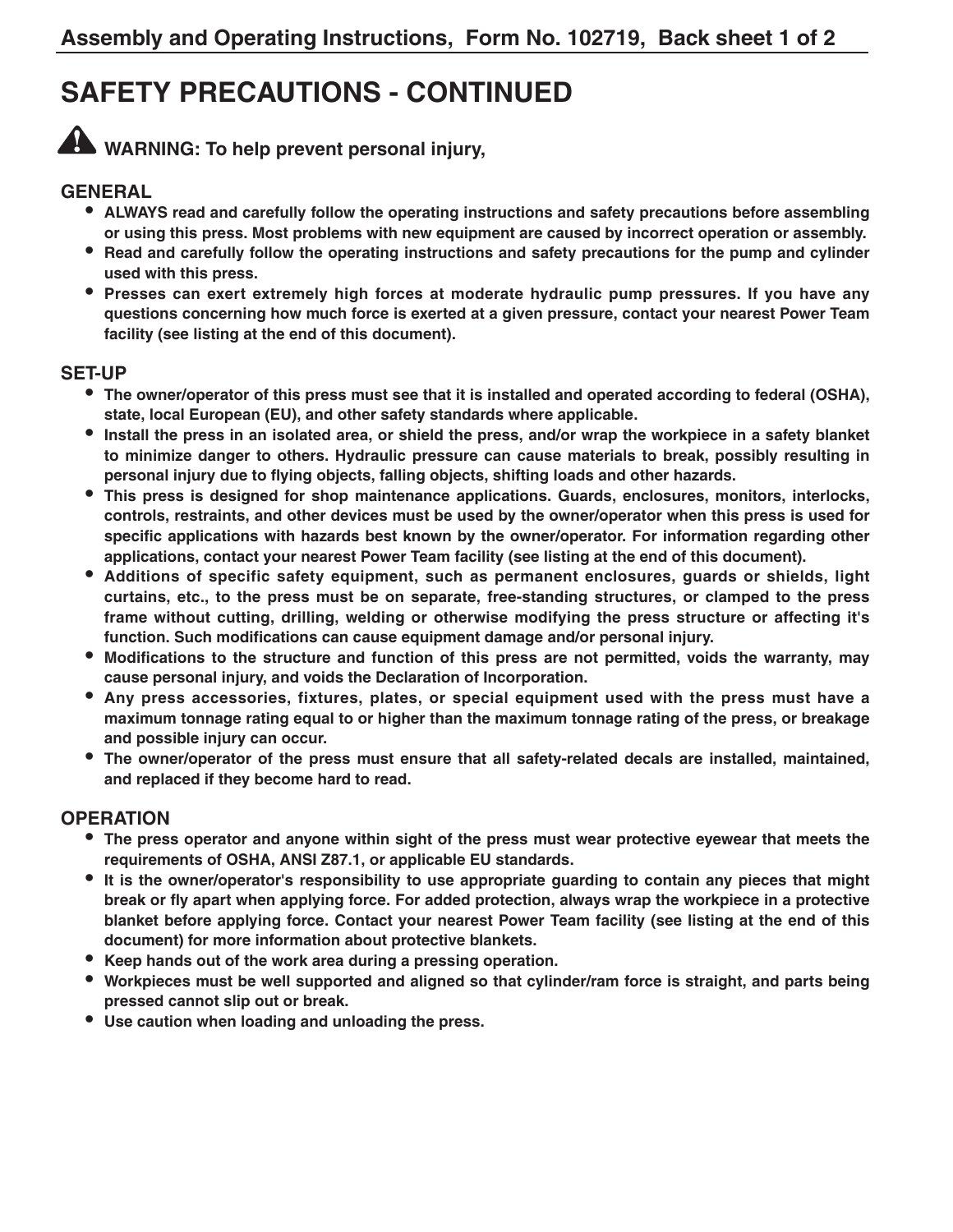# SAFETY PRECAUTIONS - CONTINUED

**WARNING: To help prevent personal injury,**

## GENERAL

- **ALWAYS read and carefully follow the operating instructions and safety precautions before assembling or using this press. Most problems with new equipment are caused by incorrect operation or assembly.**
- **Read and carefully follow the operating instructions and safety precautions for the pump and cylinder used with this press.**
- **Presses can exert extremely high forces at moderate hydraulic pump pressures. If you have any questions concerning how much force is exerted at a given pressure, contact your nearest Power Team facility (see listing at the end of this document).**

## SET-UP

- **The owner/operator of this press must see that it is installed and operated according to federal (OSHA), state, local European (EU), and other safety standards where applicable.**
- **Install the press in an isolated area, or shield the press, and/or wrap the workpiece in a safety blanket to minimize danger to others. Hydraulic pressure can cause materials to break, possibly resulting in personal injury due to flying objects, falling objects, shifting loads and other hazards.**
- **This press is designed for shop maintenance applications. Guards, enclosures, monitors, interlocks, controls, restraints, and other devices must be used by the owner/operator when this press is used for specific applications with hazards best known by the owner/operator. For information regarding other applications, contact your nearest Power Team facility (see listing at the end of this document).**
- **Additions of specific safety equipment, such as permanent enclosures, guards or shields, light curtains, etc., to the press must be on separate, free-standing structures, or clamped to the press frame without cutting, drilling, welding or otherwise modifying the press structure or affecting it's function. Such modifications can cause equipment damage and/or personal injury.**
- **Modifications to the structure and function of this press are not permitted, voids the warranty, may cause personal injury, and voids the Declaration of Incorporation.**
- **Any press accessories, fixtures, plates, or special equipment used with the press must have a maximum tonnage rating equal to or higher than the maximum tonnage rating of the press, or breakage and possible injury can occur.**
- **The owner/operator of the press must ensure that all safety-related decals are installed, maintained, and replaced if they become hard to read.**

## OPERATION

- **The press operator and anyone within sight of the press must wear protective eyewear that meets the requirements of OSHA, ANSI Z87.1, or applicable EU standards.**
- **It is the owner/operator's responsibility to use appropriate guarding to contain any pieces that might break or fly apart when applying force. For added protection, always wrap the workpiece in a protective blanket before applying force. Contact your nearest Power Team facility (see listing at the end of this document) for more information about protective blankets.**
- **Keep hands out of the work area during a pressing operation.**
- **Workpieces must be well supported and aligned so that cylinder/ram force is straight, and parts being pressed cannot slip out or break.**
- **Use caution when loading and unloading the press.**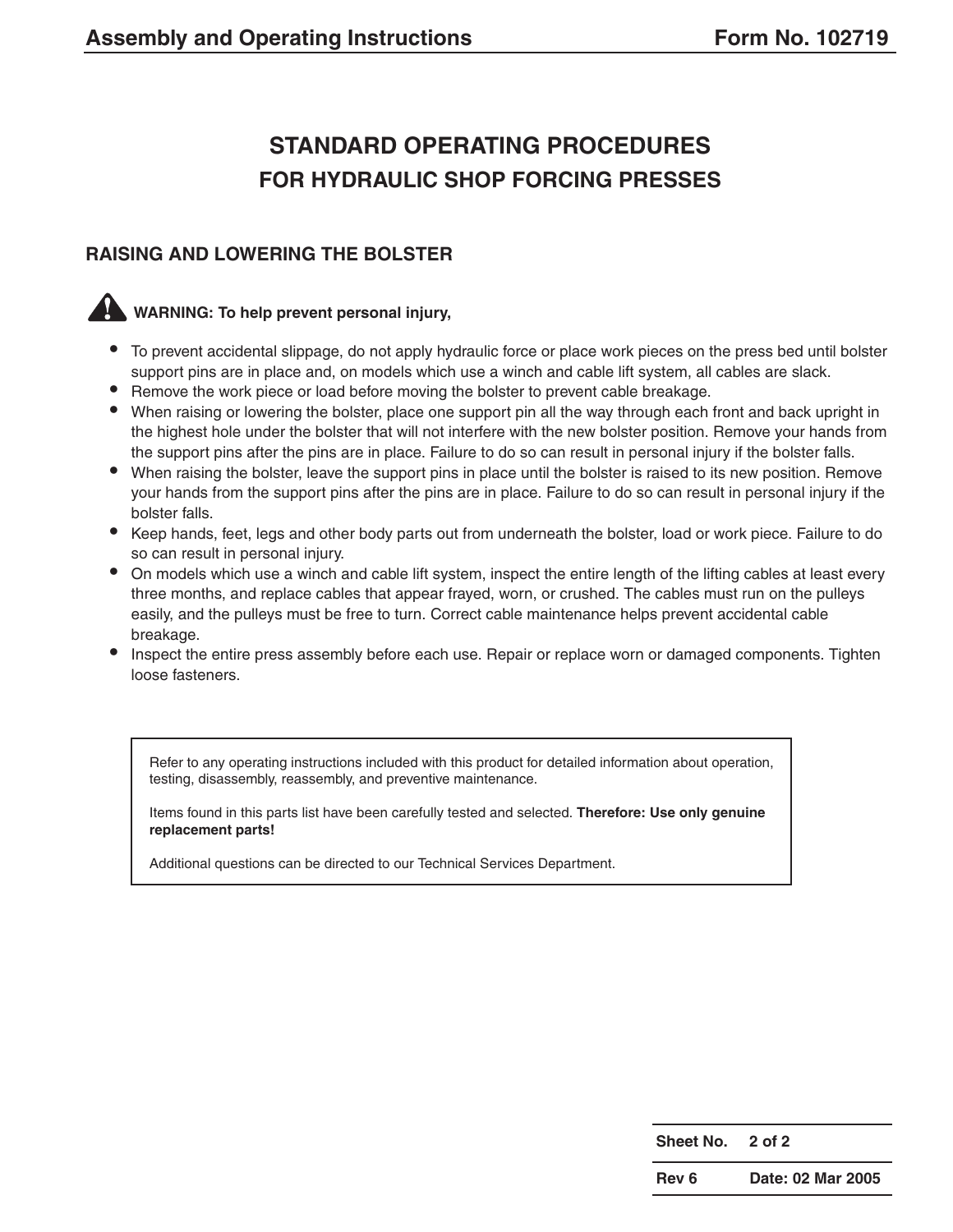# STANDARD OPERATING PROCEDURES
## FOR HYDRAULIC SHOP FORCING PRESSES

### RAISING AND LOWERING THE BOLSTER

**WARNING: To help prevent personal injury,**

- To prevent accidental slippage, do not apply hydraulic force or place work pieces on the press bed until bolster support pins are in place and, on models which use a winch and cable lift system, all cables are slack.
- Remove the work piece or load before moving the bolster to prevent cable breakage.
- When raising or lowering the bolster, place one support pin all the way through each front and back upright in the highest hole under the bolster that will not interfere with the new bolster position. Remove your hands from the support pins after the pins are in place. Failure to do so can result in personal injury if the bolster falls.
- When raising the bolster, leave the support pins in place until the bolster is raised to its new position. Remove your hands from the support pins after the pins are in place. Failure to do so can result in personal injury if the bolster falls.
- Keep hands, feet, legs and other body parts out from underneath the bolster, load or work piece. Failure to do so can result in personal injury.
- On models which use a winch and cable lift system, inspect the entire length of the lifting cables at least every three months, and replace cables that appear frayed, worn, or crushed. The cables must run on the pulleys easily, and the pulleys must be free to turn. Correct cable maintenance helps prevent accidental cable breakage.
- Inspect the entire press assembly before each use. Repair or replace worn or damaged components. Tighten loose fasteners.

> Refer to any operating instructions included with this product for detailed information about operation, testing, disassembly, reassembly, and preventive maintenance.
>
> Items found in this parts list have been carefully tested and selected. **Therefore: Use only genuine replacement parts!**
>
> Additional questions can be directed to our Technical Services Department.

| Sheet No. | 2 of 2 |
|---|---|
| Rev 6 | Date: 02 Mar 2005 |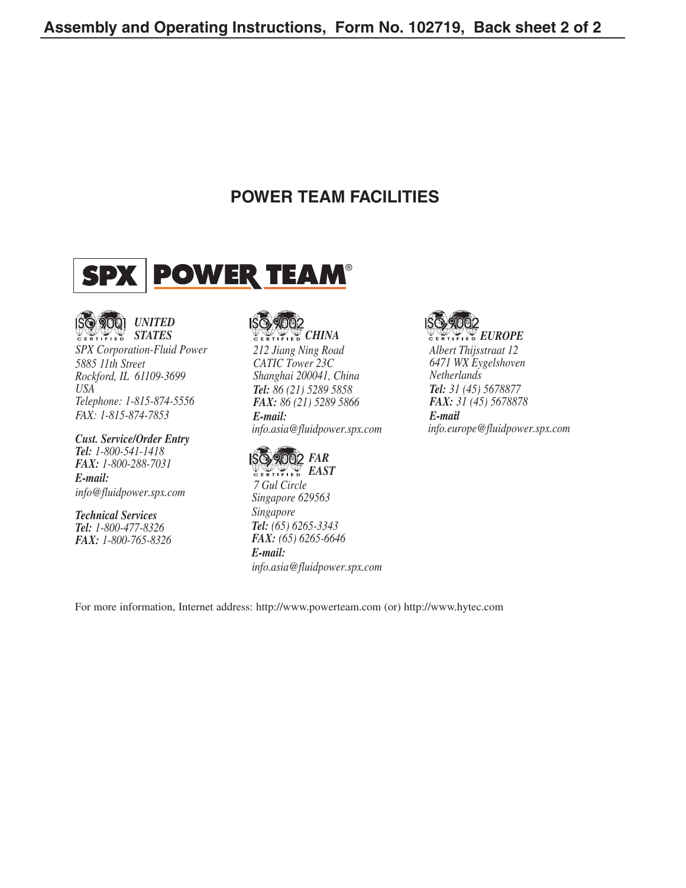## POWER TEAM FACILITIES

SPX | POWER TEAM®

ISO 9001 CERTIFIED ***UNITED STATES***

*SPX Corporation-Fluid Power*
*5885 11th Street*
*Rockford, IL 61109-3699*
*USA*
*Telephone: 1-815-874-5556*
*FAX: 1-815-874-7853*

***Cust. Service/Order Entry***
***Tel:*** *1-800-541-1418*
***FAX:*** *1-800-288-7031*
***E-mail:***
*info@fluidpower.spx.com*

***Technical Services***
***Tel:*** *1-800-477-8326*
***FAX:*** *1-800-765-8326*

ISO 9002 CERTIFIED ***CHINA***

*212 Jiang Ning Road*
*CATIC Tower 23C*
*Shanghai 200041, China*
***Tel:*** *86 (21) 5289 5858*
***FAX:*** *86 (21) 5289 5866*
***E-mail:***
*info.asia@fluidpower.spx.com*

ISO 9002 CERTIFIED ***FAR EAST***

*7 Gul Circle*
*Singapore 629563*
*Singapore*
***Tel:*** *(65) 6265-3343*
***FAX:*** *(65) 6265-6646*
***E-mail:***
*info.asia@fluidpower.spx.com*

ISO 9002 CERTIFIED ***EUROPE***

*Albert Thijsstraat 12*
*6471 WX Eygelshoven*
*Netherlands*
***Tel:*** *31 (45) 5678877*
***FAX:*** *31 (45) 5678878*
***E-mail***
*info.europe@fluidpower.spx.com*

For more information, Internet address: http://www.powerteam.com (or) http://www.hytec.com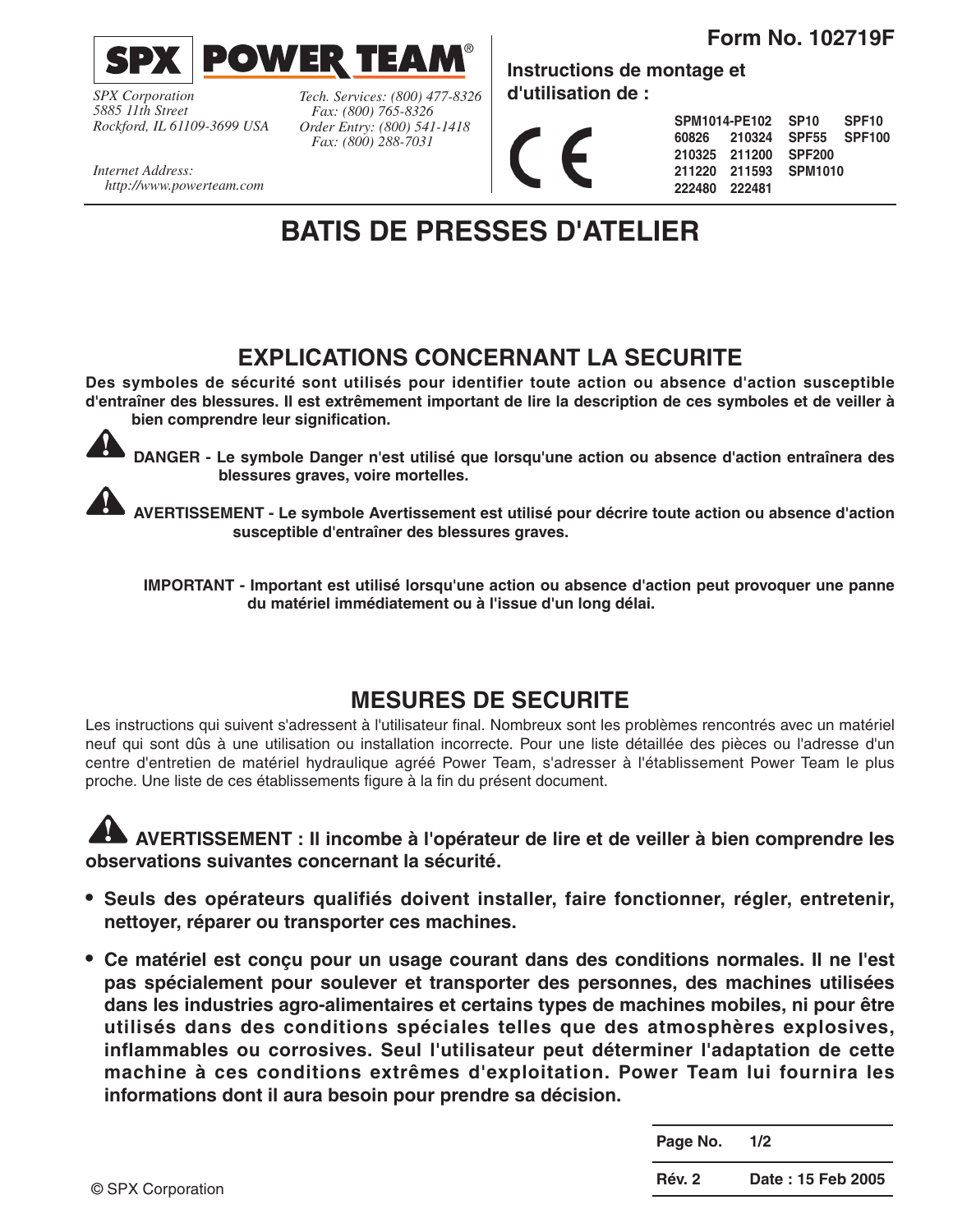**Form No. 102719F**

**SPX | POWER TEAM®**

*SPX Corporation*
*5885 11th Street*
*Rockford, IL 61109-3699 USA*

*Tech. Services: (800) 477-8326*
*Fax: (800) 765-8326*
*Order Entry: (800) 541-1418*
*Fax: (800) 288-7031*

*Internet Address:*
*http://www.powerteam.com*

**Instructions de montage et d'utilisation de :**

CE

| | | | |
|---|---|---|---|
| **SPM1014-PE102** | | **SP10** | **SPF10** |
| **60826** | **210324** | **SPF55** | **SPF100** |
| **210325** | **211200** | **SPF200** | |
| **211220** | **211593** | **SPM1010** | |
| **222480** | **222481** | | |

# BATIS DE PRESSES D'ATELIER

## EXPLICATIONS CONCERNANT LA SECURITE

**Des symboles de sécurité sont utilisés pour identifier toute action ou absence d'action susceptible d'entraîner des blessures. Il est extrêmement important de lire la description de ces symboles et de veiller à bien comprendre leur signification.**

**DANGER - Le symbole Danger n'est utilisé que lorsqu'une action ou absence d'action entraînera des blessures graves, voire mortelles.**

**AVERTISSEMENT - Le symbole Avertissement est utilisé pour décrire toute action ou absence d'action susceptible d'entraîner des blessures graves.**

**IMPORTANT - Important est utilisé lorsqu'une action ou absence d'action peut provoquer une panne du matériel immédiatement ou à l'issue d'un long délai.**

## MESURES DE SECURITE

Les instructions qui suivent s'adressent à l'utilisateur final. Nombreux sont les problèmes rencontrés avec un matériel neuf qui sont dûs à une utilisation ou installation incorrecte. Pour une liste détaillée des pièces ou l'adresse d'un centre d'entretien de matériel hydraulique agréé Power Team, s'adresser à l'établissement Power Team le plus proche. Une liste de ces établissements figure à la fin du présent document.

**AVERTISSEMENT : Il incombe à l'opérateur de lire et de veiller à bien comprendre les observations suivantes concernant la sécurité.**

- **Seuls des opérateurs qualifiés doivent installer, faire fonctionner, régler, entretenir, nettoyer, réparer ou transporter ces machines.**
- **Ce matériel est conçu pour un usage courant dans des conditions normales. Il ne l'est pas spécialement pour soulever et transporter des personnes, des machines utilisées dans les industries agro-alimentaires et certains types de machines mobiles, ni pour être utilisés dans des conditions spéciales telles que des atmosphères explosives, inflammables ou corrosives. Seul l'utilisateur peut déterminer l'adaptation de cette machine à ces conditions extrêmes d'exploitation. Power Team lui fournira les informations dont il aura besoin pour prendre sa décision.**

| | |
|---|---|
| **Page No.** | **1/2** |
| **Rév. 2** | **Date : 15 Feb 2005** |

© SPX Corporation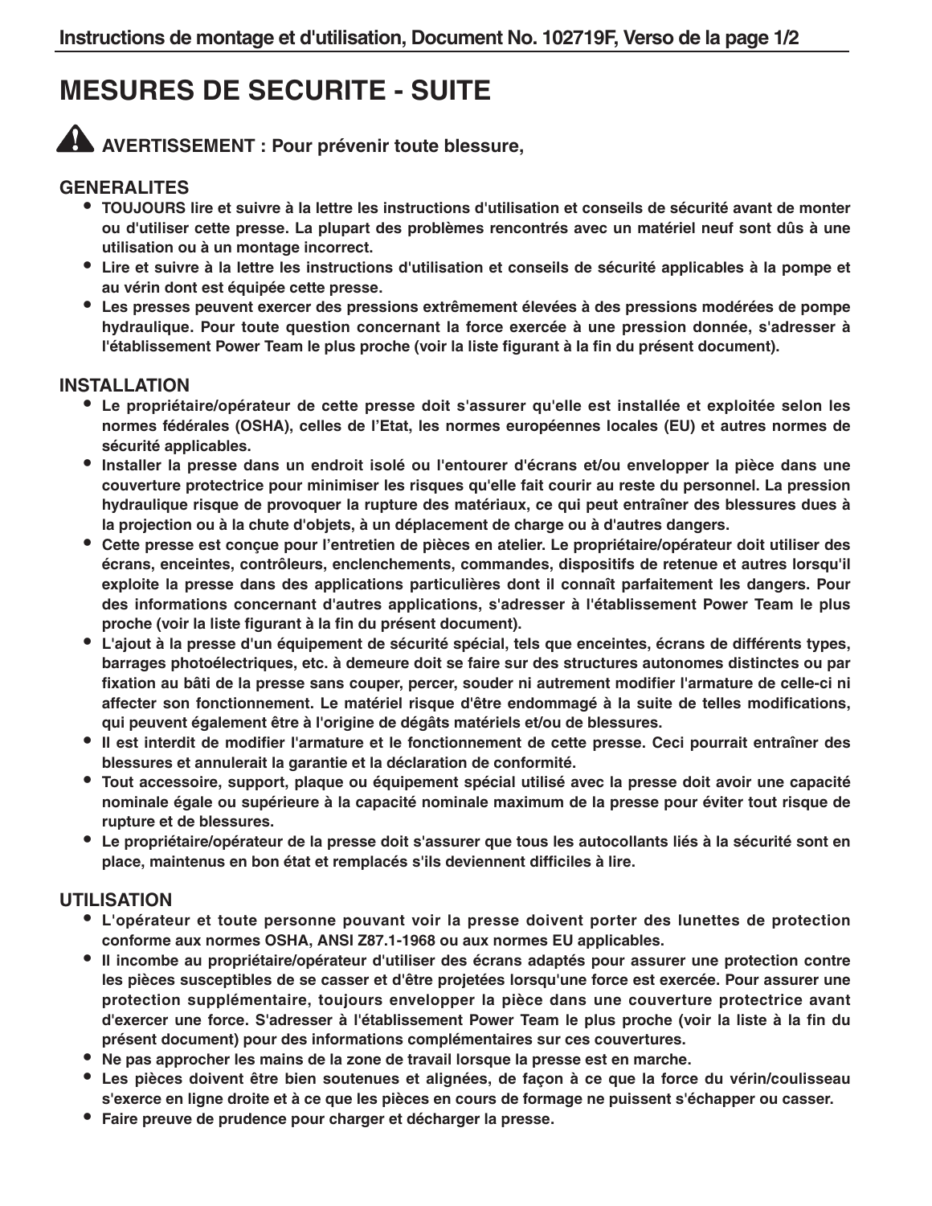# MESURES DE SECURITE - SUITE

**⚠ AVERTISSEMENT : Pour prévenir toute blessure,**

## GENERALITES

- **TOUJOURS lire et suivre à la lettre les instructions d'utilisation et conseils de sécurité avant de monter ou d'utiliser cette presse. La plupart des problèmes rencontrés avec un matériel neuf sont dûs à une utilisation ou à un montage incorrect.**
- **Lire et suivre à la lettre les instructions d'utilisation et conseils de sécurité applicables à la pompe et au vérin dont est équipée cette presse.**
- **Les presses peuvent exercer des pressions extrêmement élevées à des pressions modérées de pompe hydraulique. Pour toute question concernant la force exercée à une pression donnée, s'adresser à l'établissement Power Team le plus proche (voir la liste figurant à la fin du présent document).**

## INSTALLATION

- **Le propriétaire/opérateur de cette presse doit s'assurer qu'elle est installée et exploitée selon les normes fédérales (OSHA), celles de l'Etat, les normes européennes locales (EU) et autres normes de sécurité applicables.**
- **Installer la presse dans un endroit isolé ou l'entourer d'écrans et/ou envelopper la pièce dans une couverture protectrice pour minimiser les risques qu'elle fait courir au reste du personnel. La pression hydraulique risque de provoquer la rupture des matériaux, ce qui peut entraîner des blessures dues à la projection ou à la chute d'objets, à un déplacement de charge ou à d'autres dangers.**
- **Cette presse est conçue pour l'entretien de pièces en atelier. Le propriétaire/opérateur doit utiliser des écrans, enceintes, contrôleurs, enclenchements, commandes, dispositifs de retenue et autres lorsqu'il exploite la presse dans des applications particulières dont il connaît parfaitement les dangers. Pour des informations concernant d'autres applications, s'adresser à l'établissement Power Team le plus proche (voir la liste figurant à la fin du présent document).**
- **L'ajout à la presse d'un équipement de sécurité spécial, tels que enceintes, écrans de différents types, barrages photoélectriques, etc. à demeure doit se faire sur des structures autonomes distinctes ou par fixation au bâti de la presse sans couper, percer, souder ni autrement modifier l'armature de celle-ci ni affecter son fonctionnement. Le matériel risque d'être endommagé à la suite de telles modifications, qui peuvent également être à l'origine de dégâts matériels et/ou de blessures.**
- **Il est interdit de modifier l'armature et le fonctionnement de cette presse. Ceci pourrait entraîner des blessures et annulerait la garantie et la déclaration de conformité.**
- **Tout accessoire, support, plaque ou équipement spécial utilisé avec la presse doit avoir une capacité nominale égale ou supérieure à la capacité nominale maximum de la presse pour éviter tout risque de rupture et de blessures.**
- **Le propriétaire/opérateur de la presse doit s'assurer que tous les autocollants liés à la sécurité sont en place, maintenus en bon état et remplacés s'ils deviennent difficiles à lire.**

## UTILISATION

- **L'opérateur et toute personne pouvant voir la presse doivent porter des lunettes de protection conforme aux normes OSHA, ANSI Z87.1-1968 ou aux normes EU applicables.**
- **Il incombe au propriétaire/opérateur d'utiliser des écrans adaptés pour assurer une protection contre les pièces susceptibles de se casser et d'être projetées lorsqu'une force est exercée. Pour assurer une protection supplémentaire, toujours envelopper la pièce dans une couverture protectrice avant d'exercer une force. S'adresser à l'établissement Power Team le plus proche (voir la liste à la fin du présent document) pour des informations complémentaires sur ces couvertures.**
- **Ne pas approcher les mains de la zone de travail lorsque la presse est en marche.**
- **Les pièces doivent être bien soutenues et alignées, de façon à ce que la force du vérin/coulisseau s'exerce en ligne droite et à ce que les pièces en cours de formage ne puissent s'échapper ou casser.**
- **Faire preuve de prudence pour charger et décharger la presse.**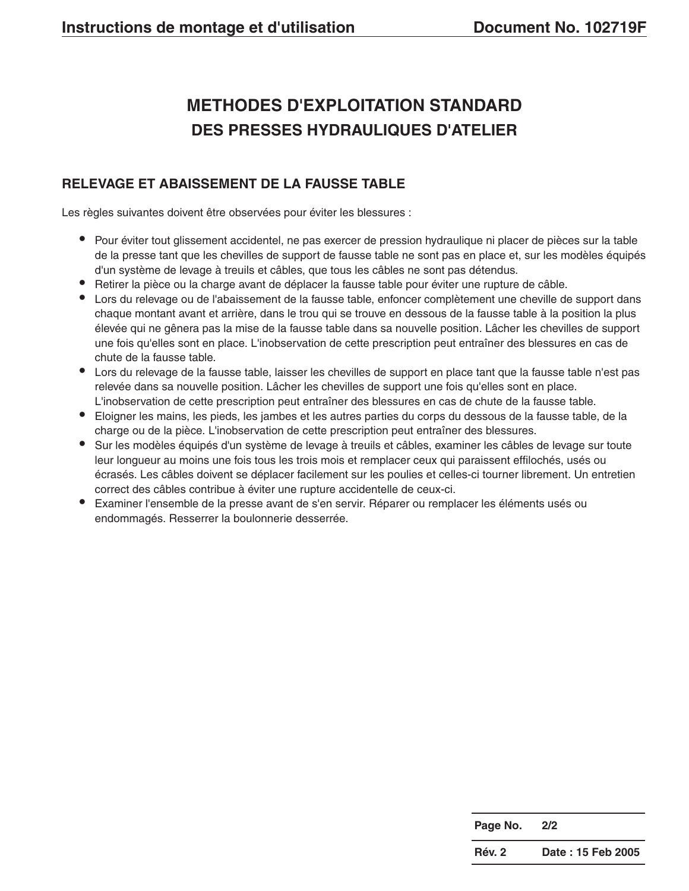# METHODES D'EXPLOITATION STANDARD
## DES PRESSES HYDRAULIQUES D'ATELIER

### RELEVAGE ET ABAISSEMENT DE LA FAUSSE TABLE

Les règles suivantes doivent être observées pour éviter les blessures :

- Pour éviter tout glissement accidentel, ne pas exercer de pression hydraulique ni placer de pièces sur la table de la presse tant que les chevilles de support de fausse table ne sont pas en place et, sur les modèles équipés d'un système de levage à treuils et câbles, que tous les câbles ne sont pas détendus.
- Retirer la pièce ou la charge avant de déplacer la fausse table pour éviter une rupture de câble.
- Lors du relevage ou de l'abaissement de la fausse table, enfoncer complètement une cheville de support dans chaque montant avant et arrière, dans le trou qui se trouve en dessous de la fausse table à la position la plus élevée qui ne gênera pas la mise de la fausse table dans sa nouvelle position. Lâcher les chevilles de support une fois qu'elles sont en place. L'inobservation de cette prescription peut entraîner des blessures en cas de chute de la fausse table.
- Lors du relevage de la fausse table, laisser les chevilles de support en place tant que la fausse table n'est pas relevée dans sa nouvelle position. Lâcher les chevilles de support une fois qu'elles sont en place. L'inobservation de cette prescription peut entraîner des blessures en cas de chute de la fausse table.
- Eloigner les mains, les pieds, les jambes et les autres parties du corps du dessous de la fausse table, de la charge ou de la pièce. L'inobservation de cette prescription peut entraîner des blessures.
- Sur les modèles équipés d'un système de levage à treuils et câbles, examiner les câbles de levage sur toute leur longueur au moins une fois tous les trois mois et remplacer ceux qui paraissent effilochés, usés ou écrasés. Les câbles doivent se déplacer facilement sur les poulies et celles-ci tourner librement. Un entretien correct des câbles contribue à éviter une rupture accidentelle de ceux-ci.
- Examiner l'ensemble de la presse avant de s'en servir. Réparer ou remplacer les éléments usés ou endommagés. Resserrer la boulonnerie desserrée.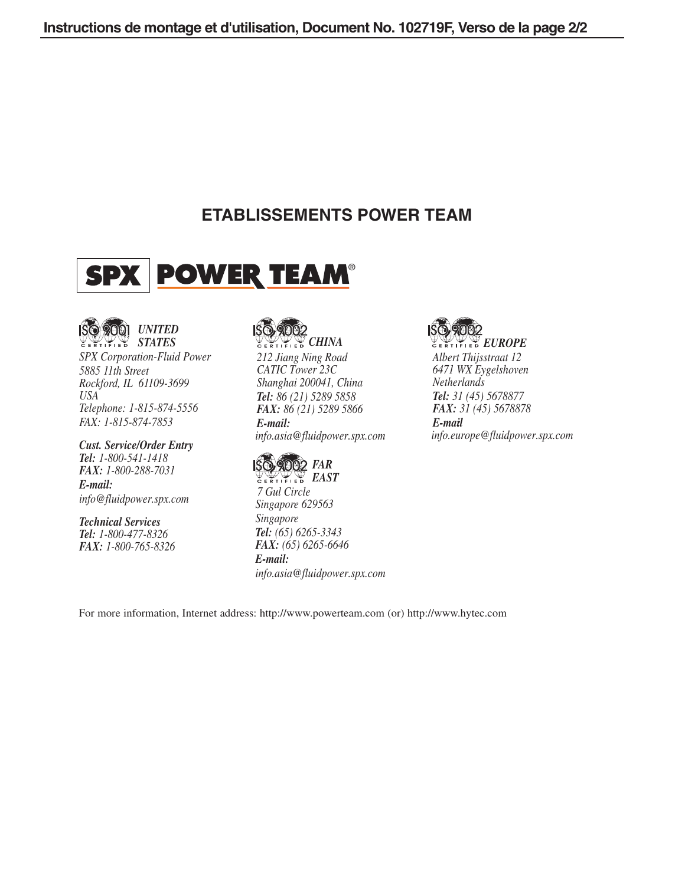## ETABLISSEMENTS POWER TEAM

**SPX | POWER TEAM®**

ISO 9001 CERTIFIED ***UNITED STATES***

*SPX Corporation-Fluid Power*
*5885 11th Street*
*Rockford, IL 61109-3699*
*USA*
*Telephone: 1-815-874-5556*
*FAX: 1-815-874-7853*

***Cust. Service/Order Entry***
***Tel:*** *1-800-541-1418*
***FAX:*** *1-800-288-7031*
***E-mail:***
*info@fluidpower.spx.com*

***Technical Services***
***Tel:*** *1-800-477-8326*
***FAX:*** *1-800-765-8326*

ISO 9002 CERTIFIED ***CHINA***

*212 Jiang Ning Road*
*CATIC Tower 23C*
*Shanghai 200041, China*
***Tel:*** *86 (21) 5289 5858*
***FAX:*** *86 (21) 5289 5866*
***E-mail:***
*info.asia@fluidpower.spx.com*

ISO 9002 CERTIFIED ***FAR EAST***

*7 Gul Circle*
*Singapore 629563*
*Singapore*
***Tel:*** *(65) 6265-3343*
***FAX:*** *(65) 6265-6646*
***E-mail:***
*info.asia@fluidpower.spx.com*

ISO 9002 CERTIFIED ***EUROPE***

*Albert Thijsstraat 12*
*6471 WX Eygelshoven*
*Netherlands*
***Tel:*** *31 (45) 5678877*
***FAX:*** *31 (45) 5678878*
***E-mail***
*info.europe@fluidpower.spx.com*

For more information, Internet address: http://www.powerteam.com (or) http://www.hytec.com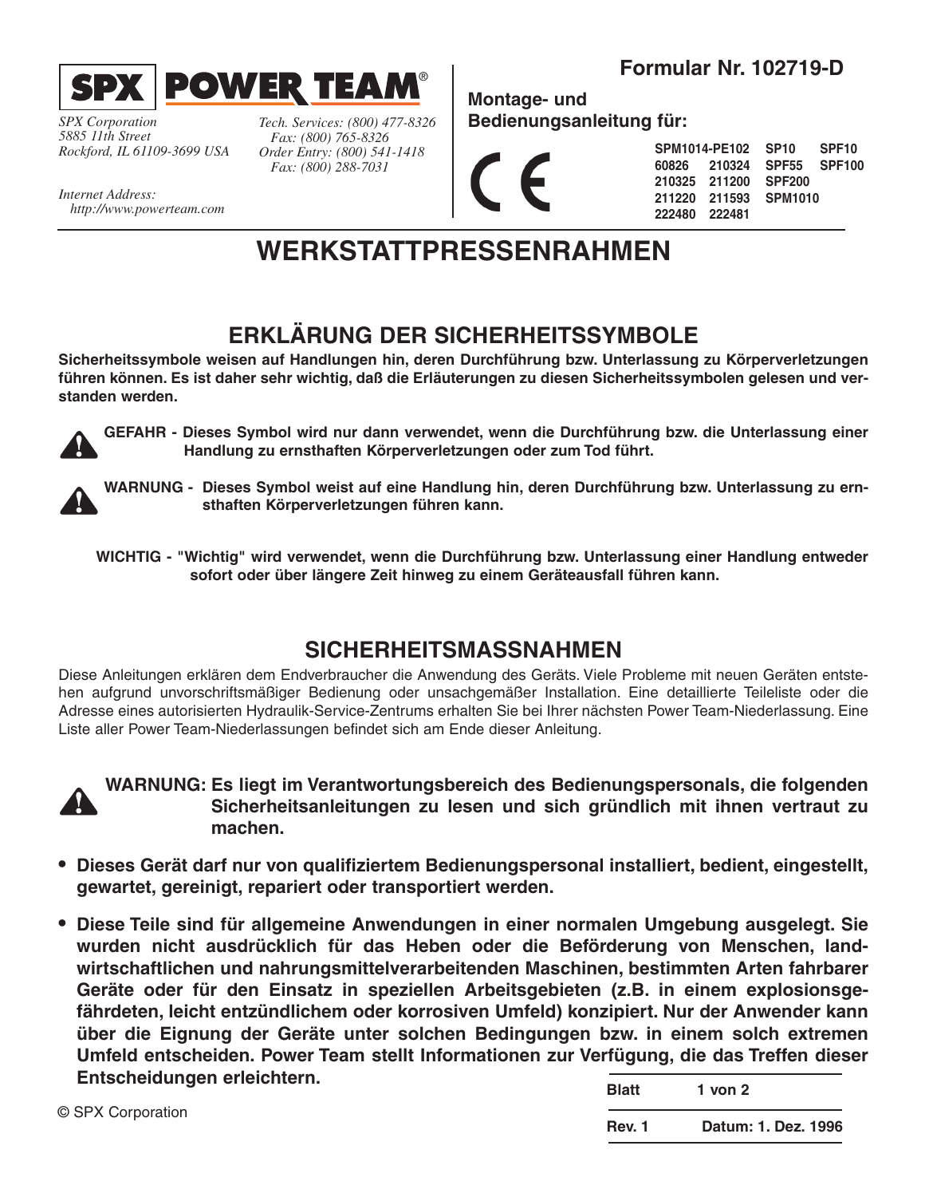**SPX | POWER TEAM®**

*SPX Corporation*
*5885 11th Street*
*Rockford, IL 61109-3699 USA*

*Tech. Services: (800) 477-8326*
*Fax: (800) 765-8326*
*Order Entry: (800) 541-1418*
*Fax: (800) 288-7031*

*Internet Address:*
*http://www.powerteam.com*

**Formular Nr. 102719-D**

**Montage- und Bedienungsanleitung für:**

CE

| | | | |
|---|---|---|---|
| SPM1014-PE102 | | SP10 | SPF10 |
| 60826 | 210324 | SPF55 | SPF100 |
| 210325 | 211200 | SPF200 | |
| 211220 | 211593 | SPM1010 | |
| 222480 | 222481 | | |

# WERKSTATTPRESSENRAHMEN

## ERKLÄRUNG DER SICHERHEITSSYMBOLE

**Sicherheitssymbole weisen auf Handlungen hin, deren Durchführung bzw. Unterlassung zu Körperverletzungen führen können. Es ist daher sehr wichtig, daß die Erläuterungen zu diesen Sicherheitssymbolen gelesen und verstanden werden.**

**GEFAHR - Dieses Symbol wird nur dann verwendet, wenn die Durchführung bzw. die Unterlassung einer Handlung zu ernsthaften Körperverletzungen oder zum Tod führt.**

**WARNUNG - Dieses Symbol weist auf eine Handlung hin, deren Durchführung bzw. Unterlassung zu ernsthaften Körperverletzungen führen kann.**

**WICHTIG - "Wichtig" wird verwendet, wenn die Durchführung bzw. Unterlassung einer Handlung entweder sofort oder über längere Zeit hinweg zu einem Geräteausfall führen kann.**

## SICHERHEITSMASSNAHMEN

Diese Anleitungen erklären dem Endverbraucher die Anwendung des Geräts. Viele Probleme mit neuen Geräten entstehen aufgrund unvorschriftsmäßiger Bedienung oder unsachgemäßer Installation. Eine detaillierte Teileliste oder die Adresse eines autorisierten Hydraulik-Service-Zentrums erhalten Sie bei Ihrer nächsten Power Team-Niederlassung. Eine Liste aller Power Team-Niederlassungen befindet sich am Ende dieser Anleitung.

**WARNUNG: Es liegt im Verantwortungsbereich des Bedienungspersonals, die folgenden Sicherheitsanleitungen zu lesen und sich gründlich mit ihnen vertraut zu machen.**

- **Dieses Gerät darf nur von qualifiziertem Bedienungspersonal installiert, bedient, eingestellt, gewartet, gereinigt, repariert oder transportiert werden.**
- **Diese Teile sind für allgemeine Anwendungen in einer normalen Umgebung ausgelegt. Sie wurden nicht ausdrücklich für das Heben oder die Beförderung von Menschen, landwirtschaftlichen und nahrungsmittelverarbeitenden Maschinen, bestimmten Arten fahrbarer Geräte oder für den Einsatz in speziellen Arbeitsgebieten (z.B. in einem explosionsgefährdeten, leicht entzündlichem oder korrosiven Umfeld) konzipiert. Nur der Anwender kann über die Eignung der Geräte unter solchen Bedingungen bzw. in einem solch extremen Umfeld entscheiden. Power Team stellt Informationen zur Verfügung, die das Treffen dieser Entscheidungen erleichtern.**

© SPX Corporation

| | |
|---|---|
| Blatt | 1 von 2 |
| Rev. 1 | Datum: 1. Dez. 1996 |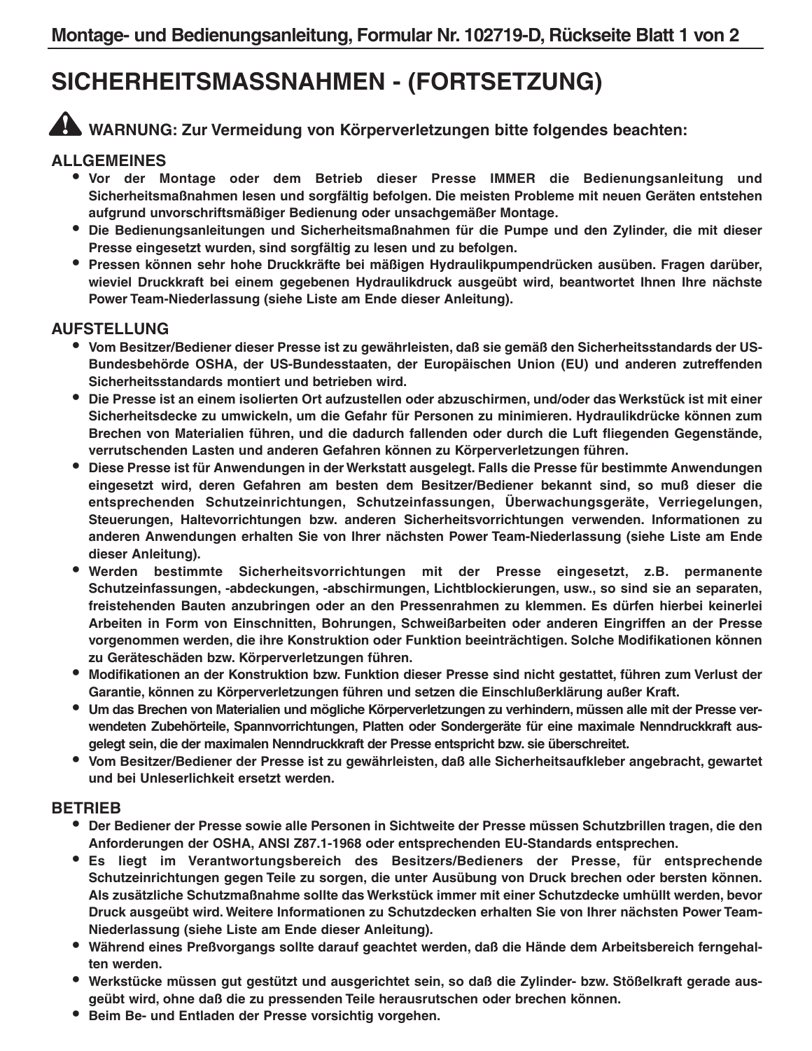# SICHERHEITSMASSNAHMEN - (FORTSETZUNG)

**WARNUNG: Zur Vermeidung von Körperverletzungen bitte folgendes beachten:**

## ALLGEMEINES

- **Vor der Montage oder dem Betrieb dieser Presse IMMER die Bedienungsanleitung und Sicherheitsmaßnahmen lesen und sorgfältig befolgen. Die meisten Probleme mit neuen Geräten entstehen aufgrund unvorschriftsmäßiger Bedienung oder unsachgemäßer Montage.**
- **Die Bedienungsanleitungen und Sicherheitsmaßnahmen für die Pumpe und den Zylinder, die mit dieser Presse eingesetzt wurden, sind sorgfältig zu lesen und zu befolgen.**
- **Pressen können sehr hohe Druckkräfte bei mäßigen Hydraulikpumpendrücken ausüben. Fragen darüber, wieviel Druckkraft bei einem gegebenen Hydraulikdruck ausgeübt wird, beantwortet Ihnen Ihre nächste Power Team-Niederlassung (siehe Liste am Ende dieser Anleitung).**

## AUFSTELLUNG

- **Vom Besitzer/Bediener dieser Presse ist zu gewährleisten, daß sie gemäß den Sicherheitsstandards der US-Bundesbehörde OSHA, der US-Bundesstaaten, der Europäischen Union (EU) und anderen zutreffenden Sicherheitsstandards montiert und betrieben wird.**
- **Die Presse ist an einem isolierten Ort aufzustellen oder abzuschirmen, und/oder das Werkstück ist mit einer Sicherheitsdecke zu umwickeln, um die Gefahr für Personen zu minimieren. Hydraulikdrücke können zum Brechen von Materialien führen, und die dadurch fallenden oder durch die Luft fliegenden Gegenstände, verrutschenden Lasten und anderen Gefahren können zu Körperverletzungen führen.**
- **Diese Presse ist für Anwendungen in der Werkstatt ausgelegt. Falls die Presse für bestimmte Anwendungen eingesetzt wird, deren Gefahren am besten dem Besitzer/Bediener bekannt sind, so muß dieser die entsprechenden Schutzeinrichtungen, Schutzeinfassungen, Überwachungsgeräte, Verriegelungen, Steuerungen, Haltevorrichtungen bzw. anderen Sicherheitsvorrichtungen verwenden. Informationen zu anderen Anwendungen erhalten Sie von Ihrer nächsten Power Team-Niederlassung (siehe Liste am Ende dieser Anleitung).**
- **Werden bestimmte Sicherheitsvorrichtungen mit der Presse eingesetzt, z.B. permanente Schutzeinfassungen, -abdeckungen, -abschirmungen, Lichtblockierungen, usw., so sind sie an separaten, freistehenden Bauten anzubringen oder an den Pressenrahmen zu klemmen. Es dürfen hierbei keinerlei Arbeiten in Form von Einschnitten, Bohrungen, Schweißarbeiten oder anderen Eingriffen an der Presse vorgenommen werden, die ihre Konstruktion oder Funktion beeinträchtigen. Solche Modifikationen können zu Geräteschäden bzw. Körperverletzungen führen.**
- **Modifikationen an der Konstruktion bzw. Funktion dieser Presse sind nicht gestattet, führen zum Verlust der Garantie, können zu Körperverletzungen führen und setzen die Einschlußerklärung außer Kraft.**
- **Um das Brechen von Materialien und mögliche Körperverletzungen zu verhindern, müssen alle mit der Presse verwendeten Zubehörteile, Spannvorrichtungen, Platten oder Sondergeräte für eine maximale Nenndruckkraft ausgelegt sein, die der maximalen Nenndruckkraft der Presse entspricht bzw. sie überschreitet.**
- **Vom Besitzer/Bediener der Presse ist zu gewährleisten, daß alle Sicherheitsaufkleber angebracht, gewartet und bei Unleserlichkeit ersetzt werden.**

## BETRIEB

- **Der Bediener der Presse sowie alle Personen in Sichtweite der Presse müssen Schutzbrillen tragen, die den Anforderungen der OSHA, ANSI Z87.1-1968 oder entsprechenden EU-Standards entsprechen.**
- **Es liegt im Verantwortungsbereich des Besitzers/Bedieners der Presse, für entsprechende Schutzeinrichtungen gegen Teile zu sorgen, die unter Ausübung von Druck brechen oder bersten können. Als zusätzliche Schutzmaßnahme sollte das Werkstück immer mit einer Schutzdecke umhüllt werden, bevor Druck ausgeübt wird. Weitere Informationen zu Schutzdecken erhalten Sie von Ihrer nächsten Power Team-Niederlassung (siehe Liste am Ende dieser Anleitung).**
- **Während eines Preßvorgangs sollte darauf geachtet werden, daß die Hände dem Arbeitsbereich ferngehalten werden.**
- **Werkstücke müssen gut gestützt und ausgerichtet sein, so daß die Zylinder- bzw. Stößelkraft gerade ausgeübt wird, ohne daß die zu pressenden Teile herausrutschen oder brechen können.**
- **Beim Be- und Entladen der Presse vorsichtig vorgehen.**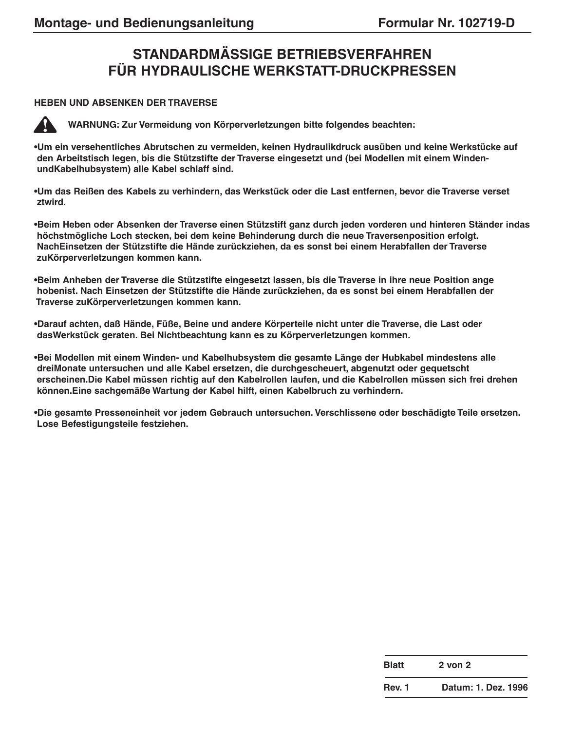# STANDARDMÄSSIGE BETRIEBSVERFAHREN FÜR HYDRAULISCHE WERKSTATT-DRUCKPRESSEN

## HEBEN UND ABSENKEN DER TRAVERSE

**WARNUNG: Zur Vermeidung von Körperverletzungen bitte folgendes beachten:**

- **Um ein versehentliches Abrutschen zu vermeiden, keinen Hydraulikdruck ausüben und keine Werkstücke auf den Arbeitstisch legen, bis die Stützstifte der Traverse eingesetzt und (bei Modellen mit einem Winden- undKabelhubsystem) alle Kabel schlaff sind.**

- **Um das Reißen des Kabels zu verhindern, das Werkstück oder die Last entfernen, bevor die Traverse verset ztwird.**

- **Beim Heben oder Absenken der Traverse einen Stützstift ganz durch jeden vorderen und hinteren Ständer indas höchstmögliche Loch stecken, bei dem keine Behinderung durch die neue Traversenposition erfolgt. NachEinsetzen der Stützstifte die Hände zurückziehen, da es sonst bei einem Herabfallen der Traverse zuKörperverletzungen kommen kann.**

- **Beim Anheben der Traverse die Stützstifte eingesetzt lassen, bis die Traverse in ihre neue Position ange hobenist. Nach Einsetzen der Stützstifte die Hände zurückziehen, da es sonst bei einem Herabfallen der Traverse zuKörperverletzungen kommen kann.**

- **Darauf achten, daß Hände, Füße, Beine und andere Körperteile nicht unter die Traverse, die Last oder dasWerkstück geraten. Bei Nichtbeachtung kann es zu Körperverletzungen kommen.**

- **Bei Modellen mit einem Winden- und Kabelhubsystem die gesamte Länge der Hubkabel mindestens alle dreiMonate untersuchen und alle Kabel ersetzen, die durchgescheuert, abgenutzt oder gequetscht erscheinen.Die Kabel müssen richtig auf den Kabelrollen laufen, und die Kabelrollen müssen sich frei drehen können.Eine sachgemäße Wartung der Kabel hilft, einen Kabelbruch zu verhindern.**

- **Die gesamte Presseneinheit vor jedem Gebrauch untersuchen. Verschlissene oder beschädigte Teile ersetzen. Lose Befestigungsteile festziehen.**

| Blatt | 2 von 2 |
|---|---|
| Rev. 1 | Datum: 1. Dez. 1996 |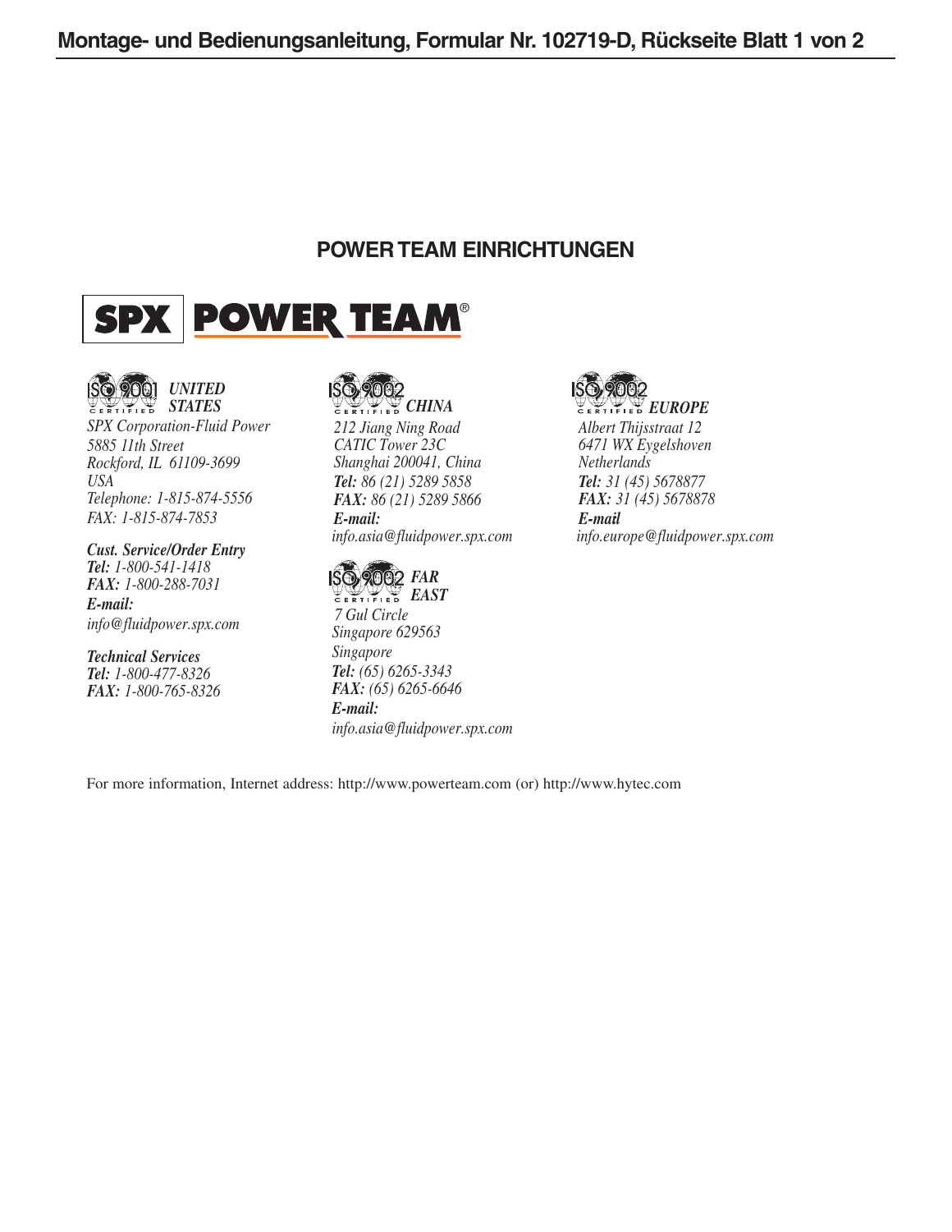## POWER TEAM EINRICHTUNGEN

SPX | POWER TEAM®

ISO 9001 CERTIFIED ***UNITED STATES***

*SPX Corporation-Fluid Power*
*5885 11th Street*
*Rockford, IL 61109-3699*
*USA*
*Telephone: 1-815-874-5556*
*FAX: 1-815-874-7853*

***Cust. Service/Order Entry***
***Tel:*** *1-800-541-1418*
***FAX:*** *1-800-288-7031*
***E-mail:***
*info@fluidpower.spx.com*

***Technical Services***
***Tel:*** *1-800-477-8326*
***FAX:*** *1-800-765-8326*

ISO 9002 CERTIFIED ***CHINA***

*212 Jiang Ning Road*
*CATIC Tower 23C*
*Shanghai 200041, China*
***Tel:*** *86 (21) 5289 5858*
***FAX:*** *86 (21) 5289 5866*
***E-mail:***
*info.asia@fluidpower.spx.com*

ISO 9002 CERTIFIED ***FAR EAST***

*7 Gul Circle*
*Singapore 629563*
*Singapore*
***Tel:*** *(65) 6265-3343*
***FAX:*** *(65) 6265-6646*
***E-mail:***
*info.asia@fluidpower.spx.com*

ISO 9002 CERTIFIED ***EUROPE***

*Albert Thijsstraat 12*
*6471 WX Eygelshoven*
*Netherlands*
***Tel:*** *31 (45) 5678877*
***FAX:*** *31 (45) 5678878*
***E-mail***
*info.europe@fluidpower.spx.com*

For more information, Internet address: http://www.powerteam.com (or) http://www.hytec.com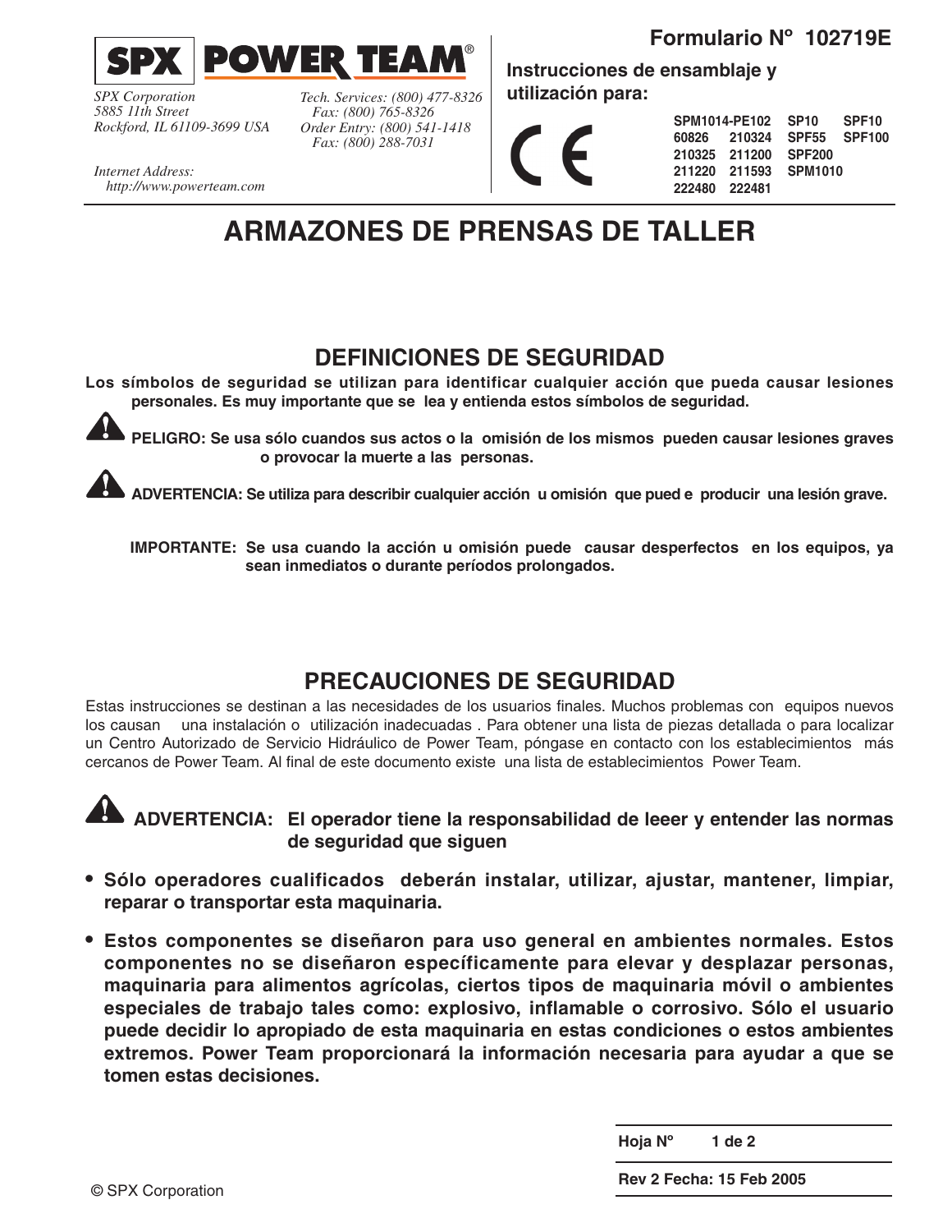**SPX | POWER TEAM®**

*SPX Corporation*
*5885 11th Street*
*Rockford, IL 61109-3699 USA*

*Tech. Services: (800) 477-8326*
*Fax: (800) 765-8326*
*Order Entry: (800) 541-1418*
*Fax: (800) 288-7031*

*Internet Address:*
*http://www.powerteam.com*

**Formulario Nº 102719E**

**Instrucciones de ensamblaje y utilización para:**

CE

| | | | |
|---|---|---|---|
| SPM1014-PE102 | SP10 | SPF10 | |
| 60826 | 210324 | SPF55 | SPF100 |
| 210325 | 211200 | SPF200 | |
| 211220 | 211593 | SPM1010 | |
| 222480 | 222481 | | |

# ARMAZONES DE PRENSAS DE TALLER

## DEFINICIONES DE SEGURIDAD

**Los símbolos de seguridad se utilizan para identificar cualquier acción que pueda causar lesiones personales. Es muy importante que se lea y entienda estos símbolos de seguridad.**

**PELIGRO: Se usa sólo cuandos sus actos o la omisión de los mismos pueden causar lesiones graves o provocar la muerte a las personas.**

**ADVERTENCIA: Se utiliza para describir cualquier acción u omisión que pued e producir una lesión grave.**

**IMPORTANTE: Se usa cuando la acción u omisión puede causar desperfectos en los equipos, ya sean inmediatos o durante períodos prolongados.**

## PRECAUCIONES DE SEGURIDAD

Estas instrucciones se destinan a las necesidades de los usuarios finales. Muchos problemas con equipos nuevos los causan una instalación o utilización inadecuadas . Para obtener una lista de piezas detallada o para localizar un Centro Autorizado de Servicio Hidráulico de Power Team, póngase en contacto con los establecimientos más cercanos de Power Team. Al final de este documento existe una lista de establecimientos Power Team.

**ADVERTENCIA: El operador tiene la responsabilidad de leeer y entender las normas de seguridad que siguen**

- **Sólo operadores cualificados deberán instalar, utilizar, ajustar, mantener, limpiar, reparar o transportar esta maquinaria.**
- **Estos componentes se diseñaron para uso general en ambientes normales. Estos componentes no se diseñaron específicamente para elevar y desplazar personas, maquinaria para alimentos agrícolas, ciertos tipos de maquinaria móvil o ambientes especiales de trabajo tales como: explosivo, inflamable o corrosivo. Sólo el usuario puede decidir lo apropiado de esta maquinaria en estas condiciones o estos ambientes extremos. Power Team proporcionará la información necesaria para ayudar a que se tomen estas decisiones.**

**Rev 2 Fecha: 15 Feb 2005**

© SPX Corporation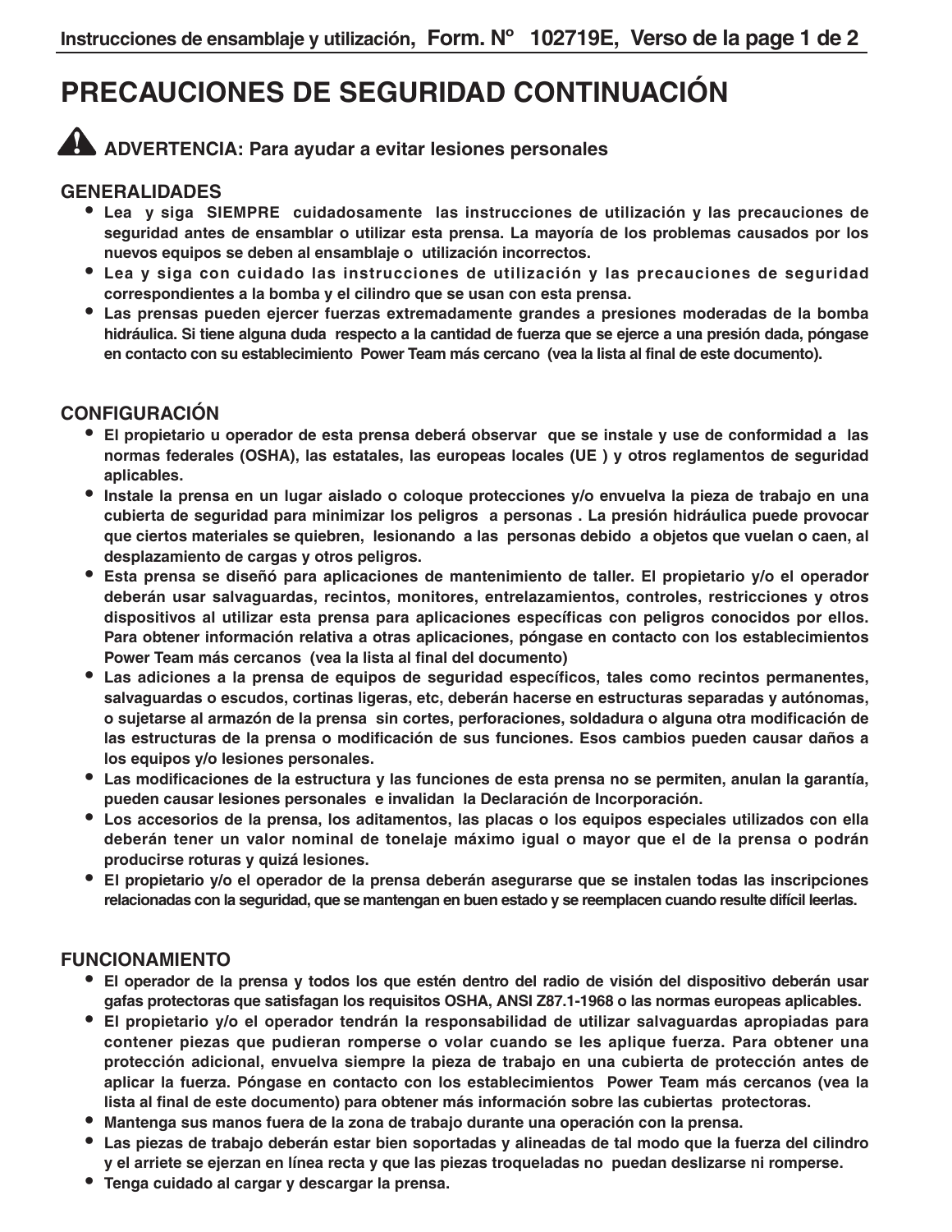# PRECAUCIONES DE SEGURIDAD CONTINUACIÓN

**⚠ ADVERTENCIA: Para ayudar a evitar lesiones personales**

## GENERALIDADES

- Lea y siga SIEMPRE cuidadosamente las instrucciones de utilización y las precauciones de seguridad antes de ensamblar o utilizar esta prensa. La mayoría de los problemas causados por los nuevos equipos se deben al ensamblaje o utilización incorrectos.
- Lea y siga con cuidado las instrucciones de utilización y las precauciones de seguridad correspondientes a la bomba y el cilindro que se usan con esta prensa.
- Las prensas pueden ejercer fuerzas extremadamente grandes a presiones moderadas de la bomba hidráulica. Si tiene alguna duda respecto a la cantidad de fuerza que se ejerce a una presión dada, póngase en contacto con su establecimiento Power Team más cercano (vea la lista al final de este documento).

## CONFIGURACIÓN

- El propietario u operador de esta prensa deberá observar que se instale y use de conformidad a las normas federales (OSHA), las estatales, las europeas locales (UE ) y otros reglamentos de seguridad aplicables.
- Instale la prensa en un lugar aislado o coloque protecciones y/o envuelva la pieza de trabajo en una cubierta de seguridad para minimizar los peligros a personas . La presión hidráulica puede provocar que ciertos materiales se quiebren, lesionando a las personas debido a objetos que vuelan o caen, al desplazamiento de cargas y otros peligros.
- Esta prensa se diseñó para aplicaciones de mantenimiento de taller. El propietario y/o el operador deberán usar salvaguardas, recintos, monitores, entrelazamientos, controles, restricciones y otros dispositivos al utilizar esta prensa para aplicaciones específicas con peligros conocidos por ellos. Para obtener información relativa a otras aplicaciones, póngase en contacto con los establecimientos Power Team más cercanos (vea la lista al final del documento)
- Las adiciones a la prensa de equipos de seguridad específicos, tales como recintos permanentes, salvaguardas o escudos, cortinas ligeras, etc, deberán hacerse en estructuras separadas y autónomas, o sujetarse al armazón de la prensa sin cortes, perforaciones, soldadura o alguna otra modificación de las estructuras de la prensa o modificación de sus funciones. Esos cambios pueden causar daños a los equipos y/o lesiones personales.
- Las modificaciones de la estructura y las funciones de esta prensa no se permiten, anulan la garantía, pueden causar lesiones personales e invalidan la Declaración de Incorporación.
- Los accesorios de la prensa, los aditamentos, las placas o los equipos especiales utilizados con ella deberán tener un valor nominal de tonelaje máximo igual o mayor que el de la prensa o podrán producirse roturas y quizá lesiones.
- El propietario y/o el operador de la prensa deberán asegurarse que se instalen todas las inscripciones relacionadas con la seguridad, que se mantengan en buen estado y se reemplacen cuando resulte difícil leerlas.

## FUNCIONAMIENTO

- El operador de la prensa y todos los que estén dentro del radio de visión del dispositivo deberán usar gafas protectoras que satisfagan los requisitos OSHA, ANSI Z87.1-1968 o las normas europeas aplicables.
- El propietario y/o el operador tendrán la responsabilidad de utilizar salvaguardas apropiadas para contener piezas que pudieran romperse o volar cuando se les aplique fuerza. Para obtener una protección adicional, envuelva siempre la pieza de trabajo en una cubierta de protección antes de aplicar la fuerza. Póngase en contacto con los establecimientos Power Team más cercanos (vea la lista al final de este documento) para obtener más información sobre las cubiertas protectoras.
- Mantenga sus manos fuera de la zona de trabajo durante una operación con la prensa.
- Las piezas de trabajo deberán estar bien soportadas y alineadas de tal modo que la fuerza del cilindro y el arriete se ejerzan en línea recta y que las piezas troqueladas no puedan deslizarse ni romperse.
- Tenga cuidado al cargar y descargar la prensa.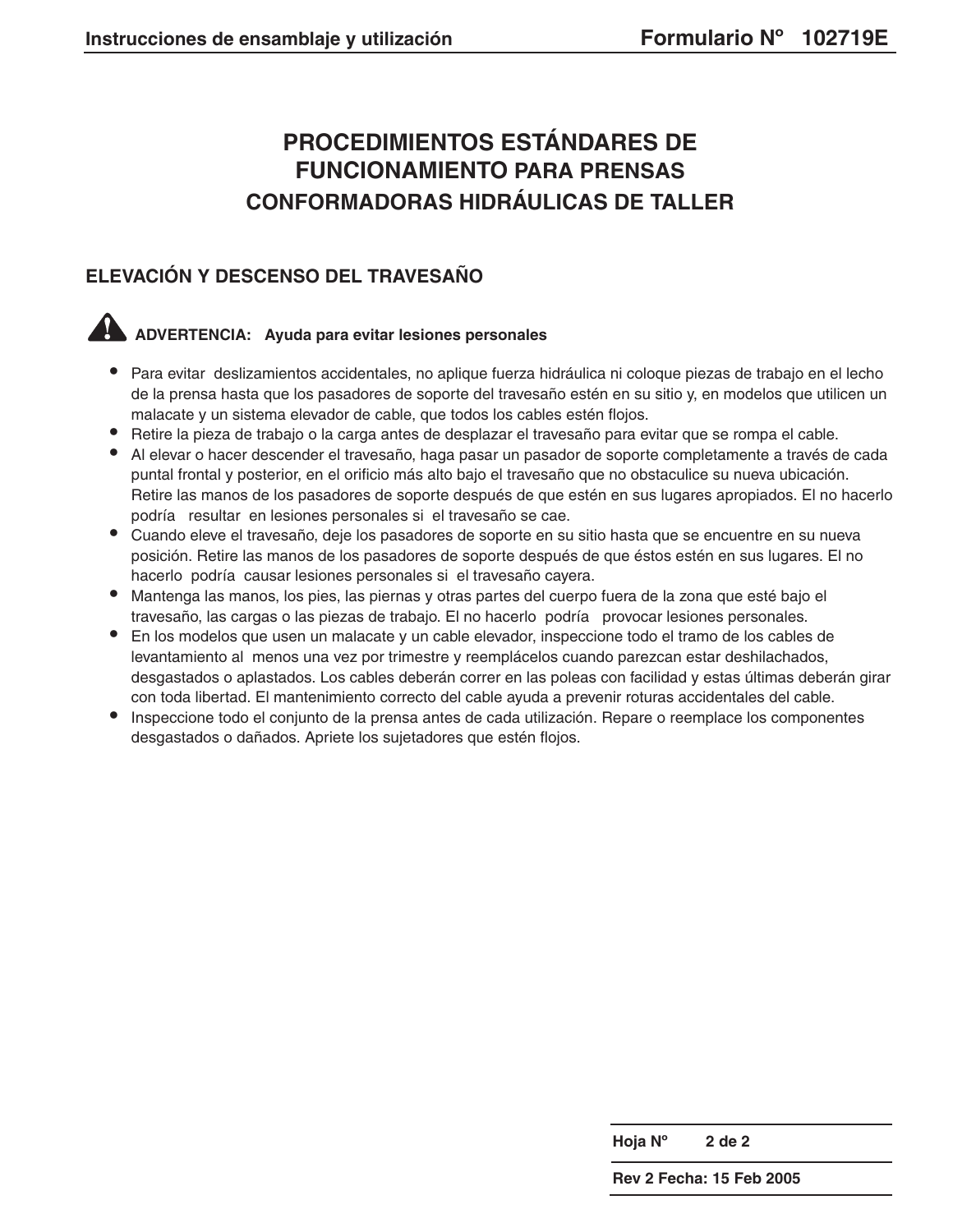# PROCEDIMIENTOS ESTÁNDARES DE FUNCIONAMIENTO PARA PRENSAS CONFORMADORAS HIDRÁULICAS DE TALLER

## ELEVACIÓN Y DESCENSO DEL TRAVESAÑO

**ADVERTENCIA: Ayuda para evitar lesiones personales**

- Para evitar deslizamientos accidentales, no aplique fuerza hidráulica ni coloque piezas de trabajo en el lecho de la prensa hasta que los pasadores de soporte del travesaño estén en su sitio y, en modelos que utilicen un malacate y un sistema elevador de cable, que todos los cables estén flojos.
- Retire la pieza de trabajo o la carga antes de desplazar el travesaño para evitar que se rompa el cable.
- Al elevar o hacer descender el travesaño, haga pasar un pasador de soporte completamente a través de cada puntal frontal y posterior, en el orificio más alto bajo el travesaño que no obstaculice su nueva ubicación. Retire las manos de los pasadores de soporte después de que estén en sus lugares apropiados. El no hacerlo podría resultar en lesiones personales si el travesaño se cae.
- Cuando eleve el travesaño, deje los pasadores de soporte en su sitio hasta que se encuentre en su nueva posición. Retire las manos de los pasadores de soporte después de que éstos estén en sus lugares. El no hacerlo podría causar lesiones personales si el travesaño cayera.
- Mantenga las manos, los pies, las piernas y otras partes del cuerpo fuera de la zona que esté bajo el travesaño, las cargas o las piezas de trabajo. El no hacerlo podría provocar lesiones personales.
- En los modelos que usen un malacate y un cable elevador, inspeccione todo el tramo de los cables de levantamiento al menos una vez por trimestre y reemplácelos cuando parezcan estar deshilachados, desgastados o aplastados. Los cables deberán correr en las poleas con facilidad y estas últimas deberán girar con toda libertad. El mantenimiento correcto del cable ayuda a prevenir roturas accidentales del cable.
- Inspeccione todo el conjunto de la prensa antes de cada utilización. Repare o reemplace los componentes desgastados o dañados. Apriete los sujetadores que estén flojos.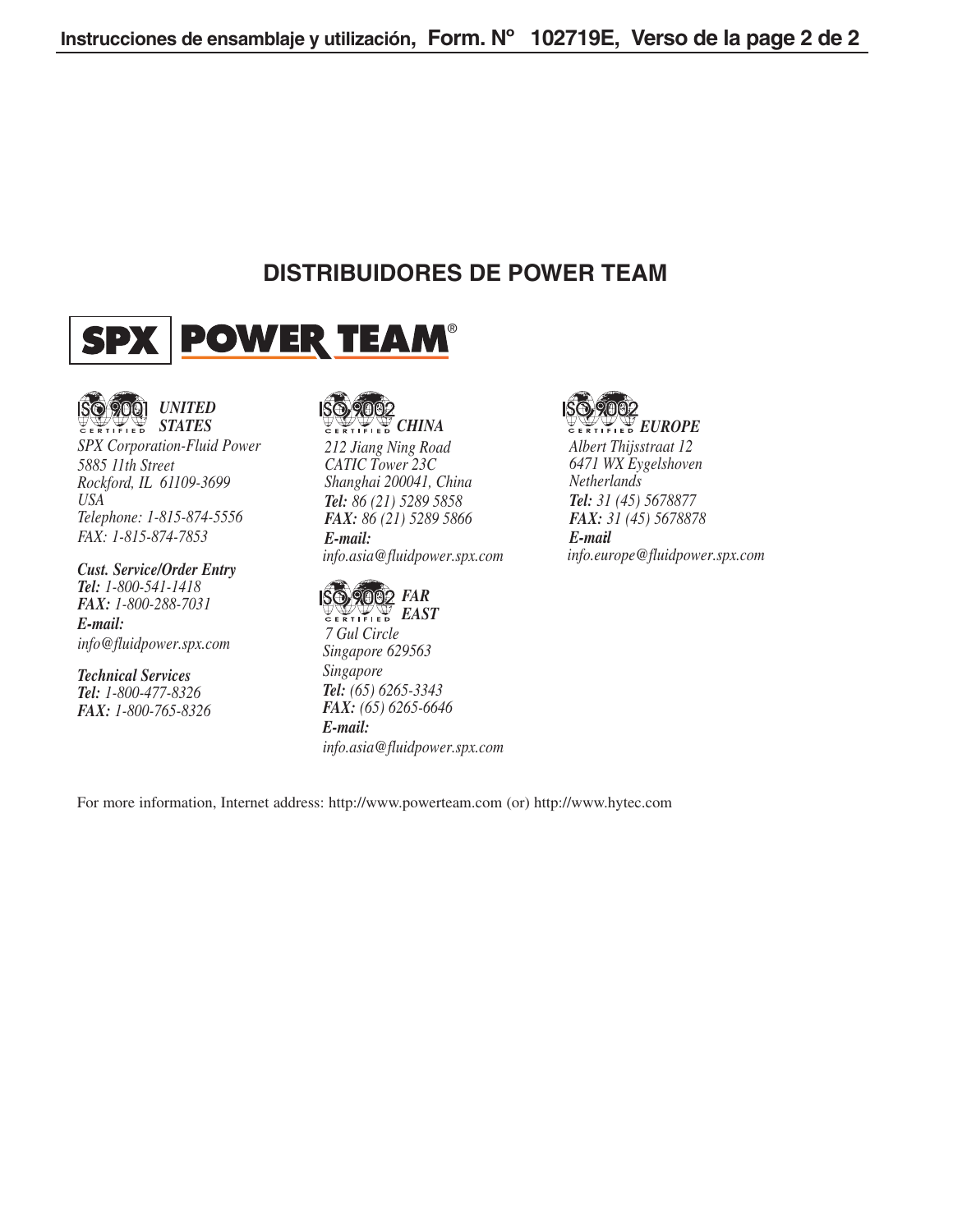## DISTRIBUIDORES DE POWER TEAM

**SPX | POWER TEAM®**

ISO 9001 CERTIFIED ***UNITED STATES***

*SPX Corporation-Fluid Power*
*5885 11th Street*
*Rockford, IL 61109-3699*
*USA*
*Telephone: 1-815-874-5556*
*FAX: 1-815-874-7853*

***Cust. Service/Order Entry***
***Tel:*** *1-800-541-1418*
***FAX:*** *1-800-288-7031*
***E-mail:***
*info@fluidpower.spx.com*

***Technical Services***
***Tel:*** *1-800-477-8326*
***FAX:*** *1-800-765-8326*

ISO 9002 CERTIFIED ***CHINA***

*212 Jiang Ning Road*
*CATIC Tower 23C*
*Shanghai 200041, China*
***Tel:*** *86 (21) 5289 5858*
***FAX:*** *86 (21) 5289 5866*
***E-mail:***
*info.asia@fluidpower.spx.com*

ISO 9002 CERTIFIED ***FAR EAST***

*7 Gul Circle*
*Singapore 629563*
*Singapore*
***Tel:*** *(65) 6265-3343*
***FAX:*** *(65) 6265-6646*
***E-mail:***
*info.asia@fluidpower.spx.com*

ISO 9002 CERTIFIED ***EUROPE***

*Albert Thijsstraat 12*
*6471 WX Eygelshoven*
*Netherlands*
***Tel:*** *31 (45) 5678877*
***FAX:*** *31 (45) 5678878*
***E-mail***
*info.europe@fluidpower.spx.com*

For more information, Internet address: http://www.powerteam.com (or) http://www.hytec.com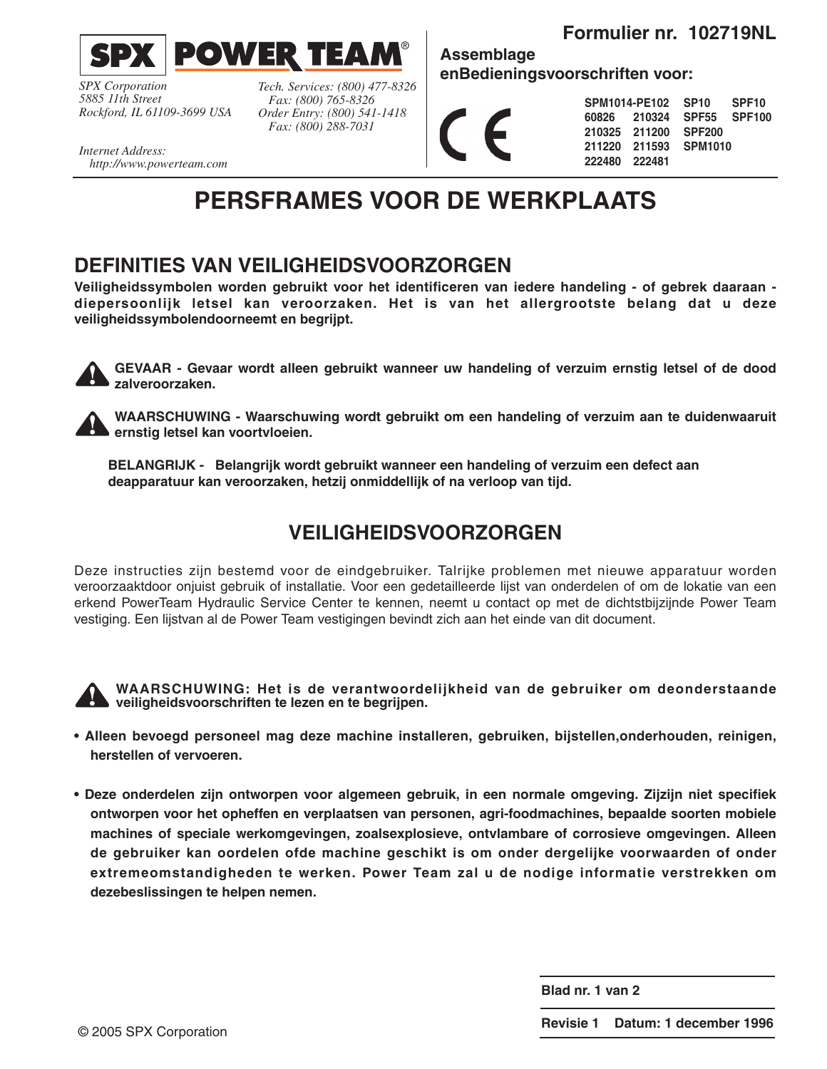**Formulier nr. 102719NL**

**SPX | POWER TEAM®**

*SPX Corporation*
*5885 11th Street*
*Rockford, IL 61109-3699 USA*

*Tech. Services: (800) 477-8326*
*Fax: (800) 765-8326*
*Order Entry: (800) 541-1418*
*Fax: (800) 288-7031*

*Internet Address:*
*http://www.powerteam.com*

**Assemblage enBedieningsvoorschriften voor:**

| | | | |
|---|---|---|---|
| SPM1014-PE102 | | SP10 | SPF10 |
| 60826 | 210324 | SPF55 | SPF100 |
| 210325 | 211200 | SPF200 | |
| 211220 | 211593 | SPM1010 | |
| 222480 | 222481 | | |

# PERSFRAMES VOOR DE WERKPLAATS

## DEFINITIES VAN VEILIGHEIDSVOORZORGEN

**Veiligheidssymbolen worden gebruikt voor het identificeren van iedere handeling - of gebrek daaraan - diepersoonlijk letsel kan veroorzaken. Het is van het allergrootste belang dat u deze veiligheidssymbolendoorneemt en begrijpt.**

**GEVAAR - Gevaar wordt alleen gebruikt wanneer uw handeling of verzuim ernstig letsel of de dood zalveroorzaken.**

**WAARSCHUWING - Waarschuwing wordt gebruikt om een handeling of verzuim aan te duidenwaaruit ernstig letsel kan voortvloeien.**

**BELANGRIJK - Belangrijk wordt gebruikt wanneer een handeling of verzuim een defect aan deapparatuur kan veroorzaken, hetzij onmiddellijk of na verloop van tijd.**

## VEILIGHEIDSVOORZORGEN

Deze instructies zijn bestemd voor de eindgebruiker. Talrijke problemen met nieuwe apparatuur worden veroorzaaktdoor onjuist gebruik of installatie. Voor een gedetailleerde lijst van onderdelen of om de lokatie van een erkend PowerTeam Hydraulic Service Center te kennen, neemt u contact op met de dichtstbijzijnde Power Team vestiging. Een lijstvan al de Power Team vestigingen bevindt zich aan het einde van dit document.

**WAARSCHUWING: Het is de verantwoordelijkheid van de gebruiker om deonderstaande veiligheidsvoorschriften te lezen en te begrijpen.**

- **Alleen bevoegd personeel mag deze machine installeren, gebruiken, bijstellen,onderhouden, reinigen, herstellen of vervoeren.**
- **Deze onderdelen zijn ontworpen voor algemeen gebruik, in een normale omgeving. Zijzijn niet specifiek ontworpen voor het opheffen en verplaatsen van personen, agri-foodmachines, bepaalde soorten mobiele machines of speciale werkomgevingen, zoalsexplosieve, ontvlambare of corrosieve omgevingen. Alleen de gebruiker kan oordelen ofde machine geschikt is om onder dergelijke voorwaarden of onder extremeomstandigheden te werken. Power Team zal u de nodige informatie verstrekken om dezebeslissingen te helpen nemen.**

**Blad nr. 1 van 2**

**Revisie 1 Datum: 1 december 1996**

© 2005 SPX Corporation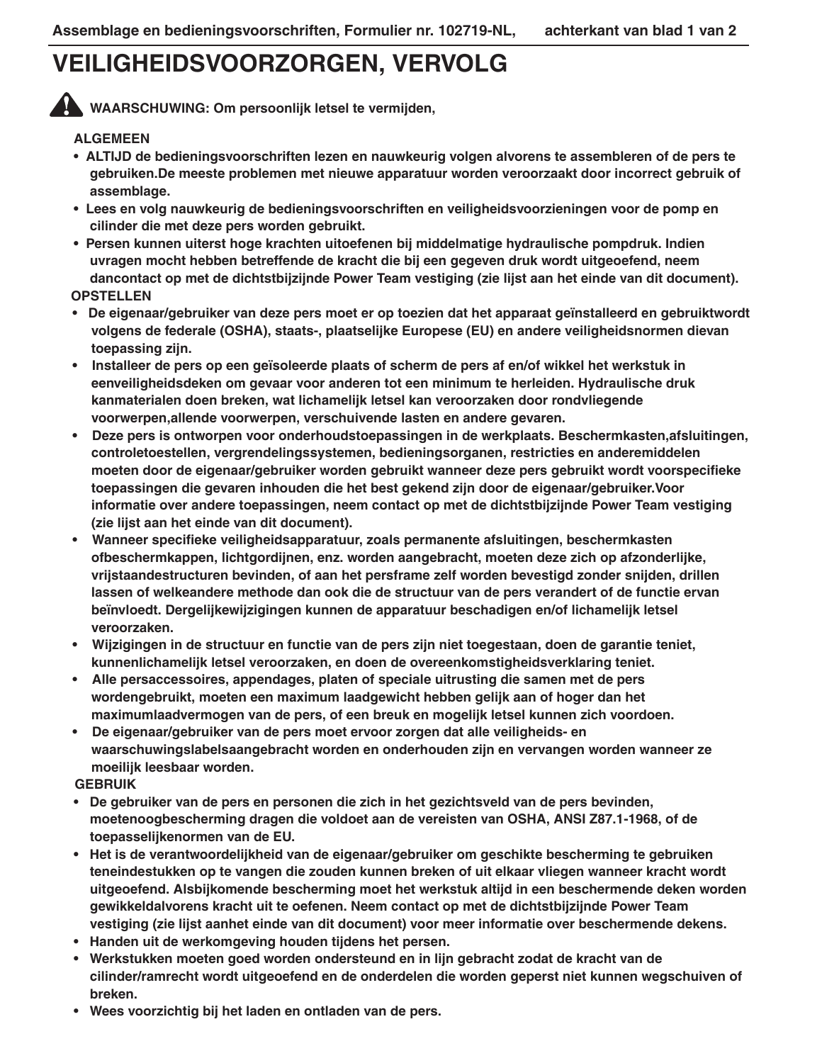# VEILIGHEIDSVOORZORGEN, VERVOLG

**WAARSCHUWING: Om persoonlijk letsel te vermijden,**

**ALGEMEEN**

- **ALTIJD de bedieningsvoorschriften lezen en nauwkeurig volgen alvorens te assembleren of de pers te gebruiken.De meeste problemen met nieuwe apparatuur worden veroorzaakt door incorrect gebruik of assemblage.**
- **Lees en volg nauwkeurig de bedieningsvoorschriften en veiligheidsvoorzieningen voor de pomp en cilinder die met deze pers worden gebruikt.**
- **Persen kunnen uiterst hoge krachten uitoefenen bij middelmatige hydraulische pompdruk. Indien uvragen mocht hebben betreffende de kracht die bij een gegeven druk wordt uitgeoefend, neem dancontact op met de dichtstbijzijnde Power Team vestiging (zie lijst aan het einde van dit document).**

**OPSTELLEN**

- **De eigenaar/gebruiker van deze pers moet er op toezien dat het apparaat geïnstalleerd en gebruiktwordt volgens de federale (OSHA), staats-, plaatselijke Europese (EU) en andere veiligheidsnormen dievan toepassing zijn.**
- **Installeer de pers op een geïsoleerde plaats of scherm de pers af en/of wikkel het werkstuk in eenveiligheidsdeken om gevaar voor anderen tot een minimum te herleiden. Hydraulische druk kanmaterialen doen breken, wat lichamelijk letsel kan veroorzaken door rondvliegende voorwerpen,allende voorwerpen, verschuivende lasten en andere gevaren.**
- **Deze pers is ontworpen voor onderhoudstoepassingen in de werkplaats. Beschermkasten,afsluitingen, controletoestellen, vergrendelingssystemen, bedieningsorganen, restricties en anderemiddelen moeten door de eigenaar/gebruiker worden gebruikt wanneer deze pers gebruikt wordt voorspecifieke toepassingen die gevaren inhouden die het best gekend zijn door de eigenaar/gebruiker.Voor informatie over andere toepassingen, neem contact op met de dichtstbijzijnde Power Team vestiging (zie lijst aan het einde van dit document).**
- **Wanneer specifieke veiligheidsapparatuur, zoals permanente afsluitingen, beschermkasten ofbeschermkappen, lichtgordijnen, enz. worden aangebracht, moeten deze zich op afzonderlijke, vrijstaandestructuren bevinden, of aan het persframe zelf worden bevestigd zonder snijden, drillen lassen of welkeandere methode dan ook die de structuur van de pers verandert of de functie ervan beïnvloedt. Dergelijkewijzigingen kunnen de apparatuur beschadigen en/of lichamelijk letsel veroorzaken.**
- **Wijzigingen in de structuur en functie van de pers zijn niet toegestaan, doen de garantie teniet, kunnenlichamelijk letsel veroorzaken, en doen de overeenkomstigheidsverklaring teniet.**
- **Alle persaccessoires, appendages, platen of speciale uitrusting die samen met de pers wordengebruikt, moeten een maximum laadgewicht hebben gelijk aan of hoger dan het maximumlaadvermogen van de pers, of een breuk en mogelijk letsel kunnen zich voordoen.**
- **De eigenaar/gebruiker van de pers moet ervoor zorgen dat alle veiligheids- en waarschuwingslabelsaangebracht worden en onderhouden zijn en vervangen worden wanneer ze moeilijk leesbaar worden.**

**GEBRUIK**

- **De gebruiker van de pers en personen die zich in het gezichtsveld van de pers bevinden, moetenoogbescherming dragen die voldoet aan de vereisten van OSHA, ANSI Z87.1-1968, of de toepasselijkenormen van de EU.**
- **Het is de verantwoordelijkheid van de eigenaar/gebruiker om geschikte bescherming te gebruiken teneindestukken op te vangen die zouden kunnen breken of uit elkaar vliegen wanneer kracht wordt uitgeoefend. Alsbijkomende bescherming moet het werkstuk altijd in een beschermende deken worden gewikkeldalvorens kracht uit te oefenen. Neem contact op met de dichtstbijzijnde Power Team vestiging (zie lijst aanhet einde van dit document) voor meer informatie over beschermende dekens.**
- **Handen uit de werkomgeving houden tijdens het persen.**
- **Werkstukken moeten goed worden ondersteund en in lijn gebracht zodat de kracht van de cilinder/ramrecht wordt uitgeoefend en de onderdelen die worden geperst niet kunnen wegschuiven of breken.**
- **Wees voorzichtig bij het laden en ontladen van de pers.**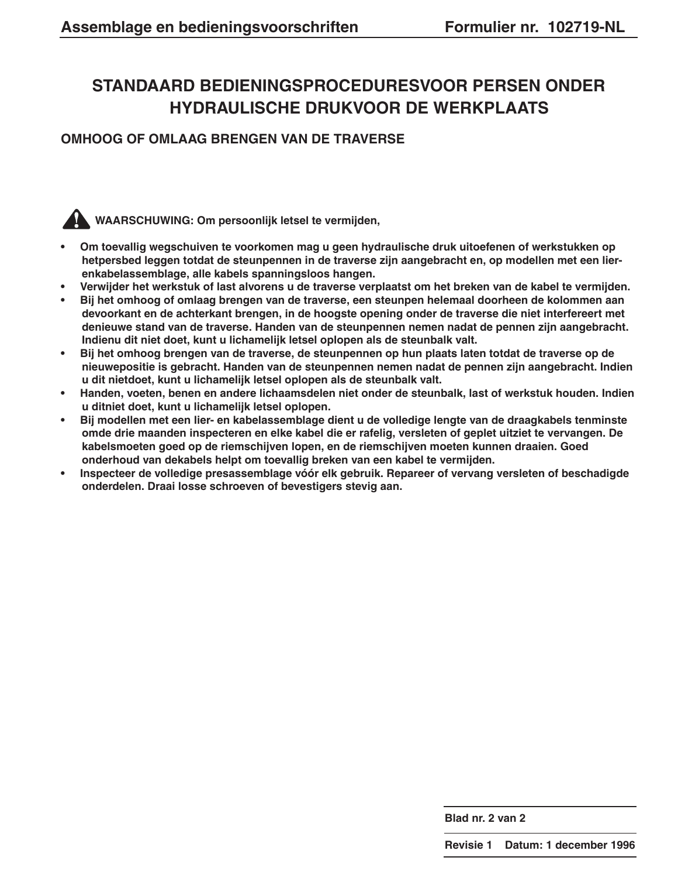# STANDAARD BEDIENINGSPROCEDURESVOOR PERSEN ONDER HYDRAULISCHE DRUKVOOR DE WERKPLAATS

## OMHOOG OF OMLAAG BRENGEN VAN DE TRAVERSE

**WAARSCHUWING: Om persoonlijk letsel te vermijden,**

- **Om toevallig wegschuiven te voorkomen mag u geen hydraulische druk uitoefenen of werkstukken op hetpersbed leggen totdat de steunpennen in de traverse zijn aangebracht en, op modellen met een lier-enkabelassemblage, alle kabels spanningsloos hangen.**
- **Verwijder het werkstuk of last alvorens u de traverse verplaatst om het breken van de kabel te vermijden.**
- **Bij het omhoog of omlaag brengen van de traverse, een steunpen helemaal doorheen de kolommen aan devoorkant en de achterkant brengen, in de hoogste opening onder de traverse die niet interfereert met denieuwe stand van de traverse. Handen van de steunpennen nemen nadat de pennen zijn aangebracht. Indienu dit niet doet, kunt u lichamelijk letsel oplopen als de steunbalk valt.**
- **Bij het omhoog brengen van de traverse, de steunpennen op hun plaats laten totdat de traverse op de nieuwepositie is gebracht. Handen van de steunpennen nemen nadat de pennen zijn aangebracht. Indien u dit nietdoet, kunt u lichamelijk letsel oplopen als de steunbalk valt.**
- **Handen, voeten, benen en andere lichaamsdelen niet onder de steunbalk, last of werkstuk houden. Indien u ditniet doet, kunt u lichamelijk letsel oplopen.**
- **Bij modellen met een lier- en kabelassemblage dient u de volledige lengte van de draagkabels tenminste omde drie maanden inspecteren en elke kabel die er rafelig, versleten of geplet uitziet te vervangen. De kabelsmoeten goed op de riemschijven lopen, en de riemschijven moeten kunnen draaien. Goed onderhoud van dekabels helpt om toevallig breken van een kabel te vermijden.**
- **Inspecteer de volledige presassemblage vóór elk gebruik. Repareer of vervang versleten of beschadigde onderdelen. Draai losse schroeven of bevestigers stevig aan.**

**Blad nr. 2 van 2**

**Revisie 1 Datum: 1 december 1996**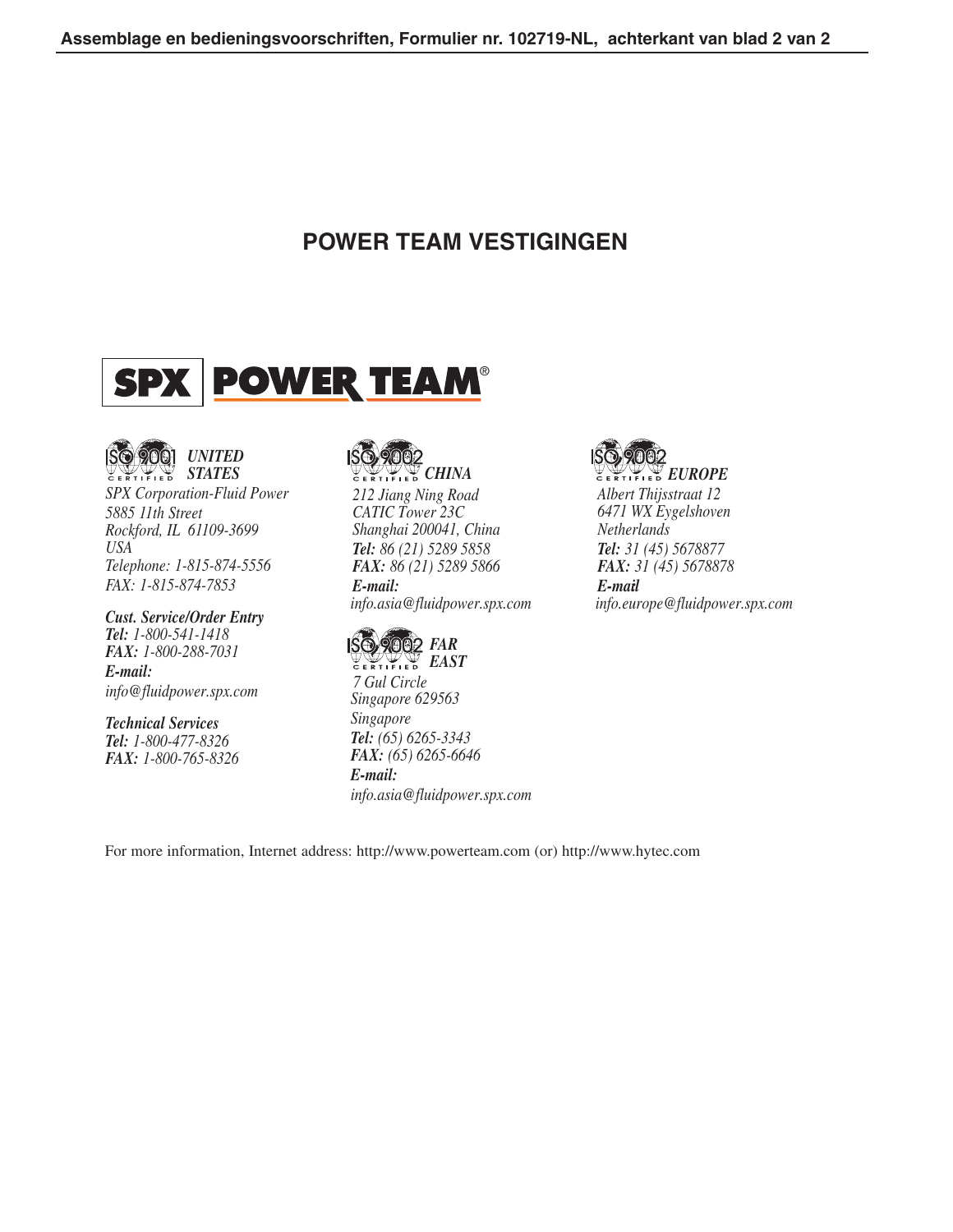## POWER TEAM VESTIGINGEN

**SPX | POWER TEAM®**

ISO 9001 CERTIFIED ***UNITED STATES***

*SPX Corporation-Fluid Power*
*5885 11th Street*
*Rockford, IL 61109-3699*
*USA*
*Telephone: 1-815-874-5556*
*FAX: 1-815-874-7853*

***Cust. Service/Order Entry***
***Tel:*** *1-800-541-1418*
***FAX:*** *1-800-288-7031*
***E-mail:***
*info@fluidpower.spx.com*

***Technical Services***
***Tel:*** *1-800-477-8326*
***FAX:*** *1-800-765-8326*

ISO 9002 CERTIFIED ***CHINA***

*212 Jiang Ning Road*
*CATIC Tower 23C*
*Shanghai 200041, China*
***Tel:*** *86 (21) 5289 5858*
***FAX:*** *86 (21) 5289 5866*
***E-mail:***
*info.asia@fluidpower.spx.com*

ISO 9002 CERTIFIED ***FAR EAST***

*7 Gul Circle*
*Singapore 629563*
*Singapore*
***Tel:*** *(65) 6265-3343*
***FAX:*** *(65) 6265-6646*
***E-mail:***
*info.asia@fluidpower.spx.com*

ISO 9002 CERTIFIED ***EUROPE***

*Albert Thijsstraat 12*
*6471 WX Eygelshoven*
*Netherlands*
***Tel:*** *31 (45) 5678877*
***FAX:*** *31 (45) 5678878*
***E-mail***
*info.europe@fluidpower.spx.com*

For more information, Internet address: http://www.powerteam.com (or) http://www.hytec.com